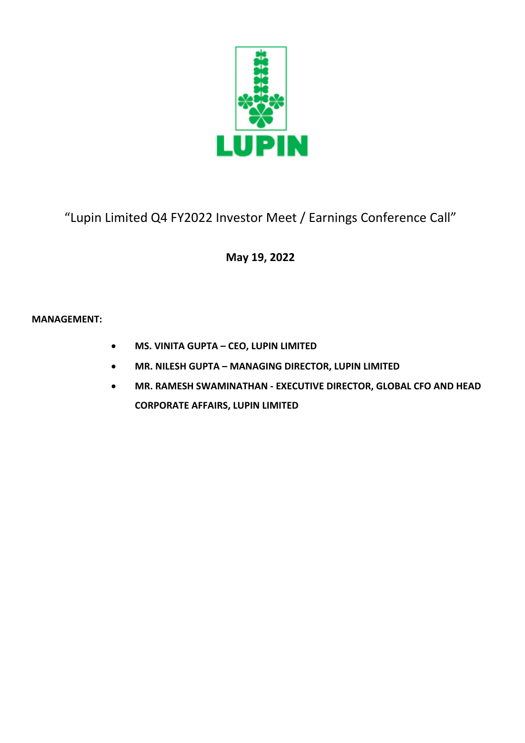LUPIN

# "Lupin Limited Q4 FY2022 Investor Meet / Earnings Conference Call"

**May 19, 2022**

**MANAGEMENT:**

- **MS. VINITA GUPTA – CEO, LUPIN LIMITED**
- **MR. NILESH GUPTA – MANAGING DIRECTOR, LUPIN LIMITED**
- **MR. RAMESH SWAMINATHAN - EXECUTIVE DIRECTOR, GLOBAL CFO AND HEAD CORPORATE AFFAIRS, LUPIN LIMITED**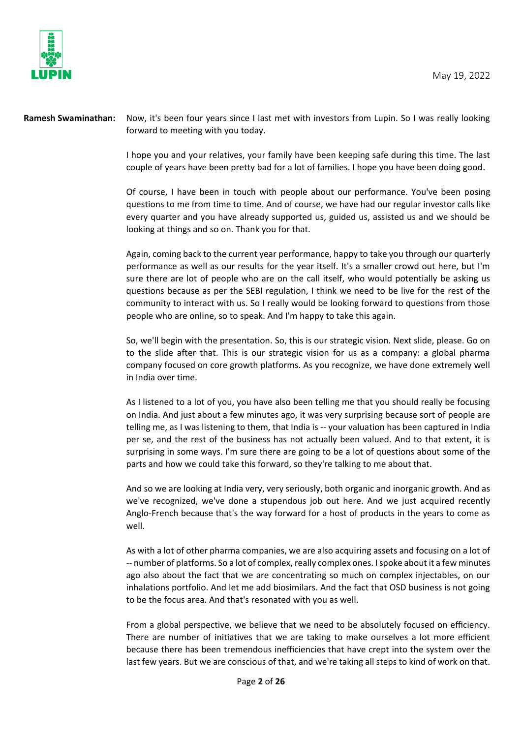**Ramesh Swaminathan:** Now, it's been four years since I last met with investors from Lupin. So I was really looking forward to meeting with you today.

I hope you and your relatives, your family have been keeping safe during this time. The last couple of years have been pretty bad for a lot of families. I hope you have been doing good.

Of course, I have been in touch with people about our performance. You've been posing questions to me from time to time. And of course, we have had our regular investor calls like every quarter and you have already supported us, guided us, assisted us and we should be looking at things and so on. Thank you for that.

Again, coming back to the current year performance, happy to take you through our quarterly performance as well as our results for the year itself. It's a smaller crowd out here, but I'm sure there are lot of people who are on the call itself, who would potentially be asking us questions because as per the SEBI regulation, I think we need to be live for the rest of the community to interact with us. So I really would be looking forward to questions from those people who are online, so to speak. And I'm happy to take this again.

So, we'll begin with the presentation. So, this is our strategic vision. Next slide, please. Go on to the slide after that. This is our strategic vision for us as a company: a global pharma company focused on core growth platforms. As you recognize, we have done extremely well in India over time.

As I listened to a lot of you, you have also been telling me that you should really be focusing on India. And just about a few minutes ago, it was very surprising because sort of people are telling me, as I was listening to them, that India is -- your valuation has been captured in India per se, and the rest of the business has not actually been valued. And to that extent, it is surprising in some ways. I'm sure there are going to be a lot of questions about some of the parts and how we could take this forward, so they're talking to me about that.

And so we are looking at India very, very seriously, both organic and inorganic growth. And as we've recognized, we've done a stupendous job out here. And we just acquired recently Anglo-French because that's the way forward for a host of products in the years to come as well.

As with a lot of other pharma companies, we are also acquiring assets and focusing on a lot of -- number of platforms. So a lot of complex, really complex ones. I spoke about it a few minutes ago also about the fact that we are concentrating so much on complex injectables, on our inhalations portfolio. And let me add biosimilars. And the fact that OSD business is not going to be the focus area. And that's resonated with you as well.

From a global perspective, we believe that we need to be absolutely focused on efficiency. There are number of initiatives that we are taking to make ourselves a lot more efficient because there has been tremendous inefficiencies that have crept into the system over the last few years. But we are conscious of that, and we're taking all steps to kind of work on that.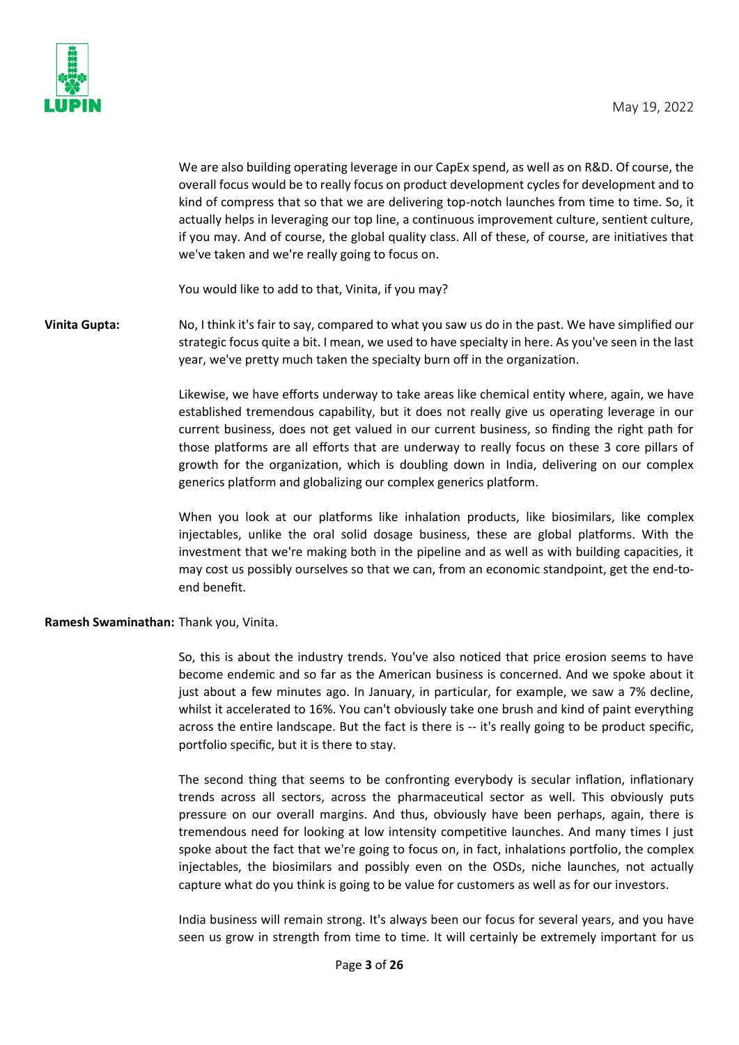We are also building operating leverage in our CapEx spend, as well as on R&D. Of course, the overall focus would be to really focus on product development cycles for development and to kind of compress that so that we are delivering top-notch launches from time to time. So, it actually helps in leveraging our top line, a continuous improvement culture, sentient culture, if you may. And of course, the global quality class. All of these, of course, are initiatives that we've taken and we're really going to focus on.

You would like to add to that, Vinita, if you may?

**Vinita Gupta:** No, I think it's fair to say, compared to what you saw us do in the past. We have simplified our strategic focus quite a bit. I mean, we used to have specialty in here. As you've seen in the last year, we've pretty much taken the specialty burn off in the organization.

Likewise, we have efforts underway to take areas like chemical entity where, again, we have established tremendous capability, but it does not really give us operating leverage in our current business, does not get valued in our current business, so finding the right path for those platforms are all efforts that are underway to really focus on these 3 core pillars of growth for the organization, which is doubling down in India, delivering on our complex generics platform and globalizing our complex generics platform.

When you look at our platforms like inhalation products, like biosimilars, like complex injectables, unlike the oral solid dosage business, these are global platforms. With the investment that we're making both in the pipeline and as well as with building capacities, it may cost us possibly ourselves so that we can, from an economic standpoint, get the end-to-end benefit.

**Ramesh Swaminathan:** Thank you, Vinita.

So, this is about the industry trends. You've also noticed that price erosion seems to have become endemic and so far as the American business is concerned. And we spoke about it just about a few minutes ago. In January, in particular, for example, we saw a 7% decline, whilst it accelerated to 16%. You can't obviously take one brush and kind of paint everything across the entire landscape. But the fact is there is -- it's really going to be product specific, portfolio specific, but it is there to stay.

The second thing that seems to be confronting everybody is secular inflation, inflationary trends across all sectors, across the pharmaceutical sector as well. This obviously puts pressure on our overall margins. And thus, obviously have been perhaps, again, there is tremendous need for looking at low intensity competitive launches. And many times I just spoke about the fact that we're going to focus on, in fact, inhalations portfolio, the complex injectables, the biosimilars and possibly even on the OSDs, niche launches, not actually capture what do you think is going to be value for customers as well as for our investors.

India business will remain strong. It's always been our focus for several years, and you have seen us grow in strength from time to time. It will certainly be extremely important for us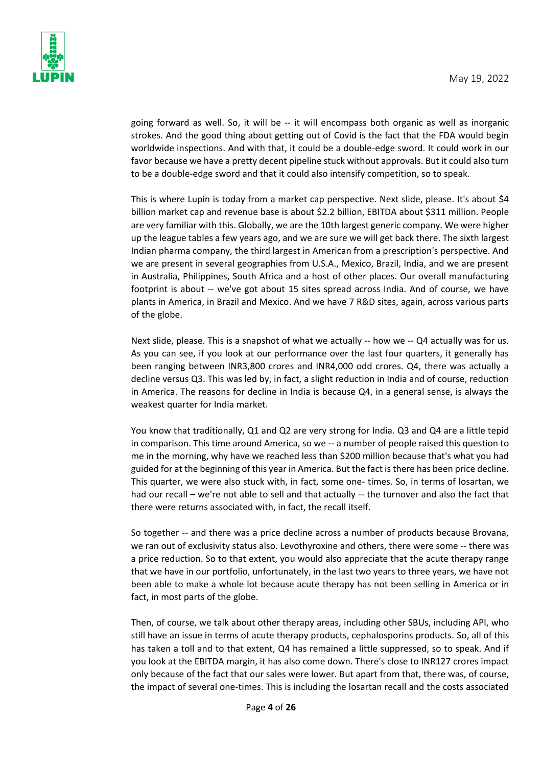going forward as well. So, it will be -- it will encompass both organic as well as inorganic strokes. And the good thing about getting out of Covid is the fact that the FDA would begin worldwide inspections. And with that, it could be a double-edge sword. It could work in our favor because we have a pretty decent pipeline stuck without approvals. But it could also turn to be a double-edge sword and that it could also intensify competition, so to speak.

This is where Lupin is today from a market cap perspective. Next slide, please. It's about $4 billion market cap and revenue base is about $2.2 billion, EBITDA about $311 million. People are very familiar with this. Globally, we are the 10th largest generic company. We were higher up the league tables a few years ago, and we are sure we will get back there. The sixth largest Indian pharma company, the third largest in American from a prescription's perspective. And we are present in several geographies from U.S.A., Mexico, Brazil, India, and we are present in Australia, Philippines, South Africa and a host of other places. Our overall manufacturing footprint is about -- we've got about 15 sites spread across India. And of course, we have plants in America, in Brazil and Mexico. And we have 7 R&D sites, again, across various parts of the globe.

Next slide, please. This is a snapshot of what we actually -- how we -- Q4 actually was for us. As you can see, if you look at our performance over the last four quarters, it generally has been ranging between INR3,800 crores and INR4,000 odd crores. Q4, there was actually a decline versus Q3. This was led by, in fact, a slight reduction in India and of course, reduction in America. The reasons for decline in India is because Q4, in a general sense, is always the weakest quarter for India market.

You know that traditionally, Q1 and Q2 are very strong for India. Q3 and Q4 are a little tepid in comparison. This time around America, so we -- a number of people raised this question to me in the morning, why have we reached less than $200 million because that's what you had guided for at the beginning of this year in America. But the fact is there has been price decline. This quarter, we were also stuck with, in fact, some one- times. So, in terms of losartan, we had our recall – we're not able to sell and that actually -- the turnover and also the fact that there were returns associated with, in fact, the recall itself.

So together -- and there was a price decline across a number of products because Brovana, we ran out of exclusivity status also. Levothyroxine and others, there were some -- there was a price reduction. So to that extent, you would also appreciate that the acute therapy range that we have in our portfolio, unfortunately, in the last two years to three years, we have not been able to make a whole lot because acute therapy has not been selling in America or in fact, in most parts of the globe.

Then, of course, we talk about other therapy areas, including other SBUs, including API, who still have an issue in terms of acute therapy products, cephalosporins products. So, all of this has taken a toll and to that extent, Q4 has remained a little suppressed, so to speak. And if you look at the EBITDA margin, it has also come down. There's close to INR127 crores impact only because of the fact that our sales were lower. But apart from that, there was, of course, the impact of several one-times. This is including the losartan recall and the costs associated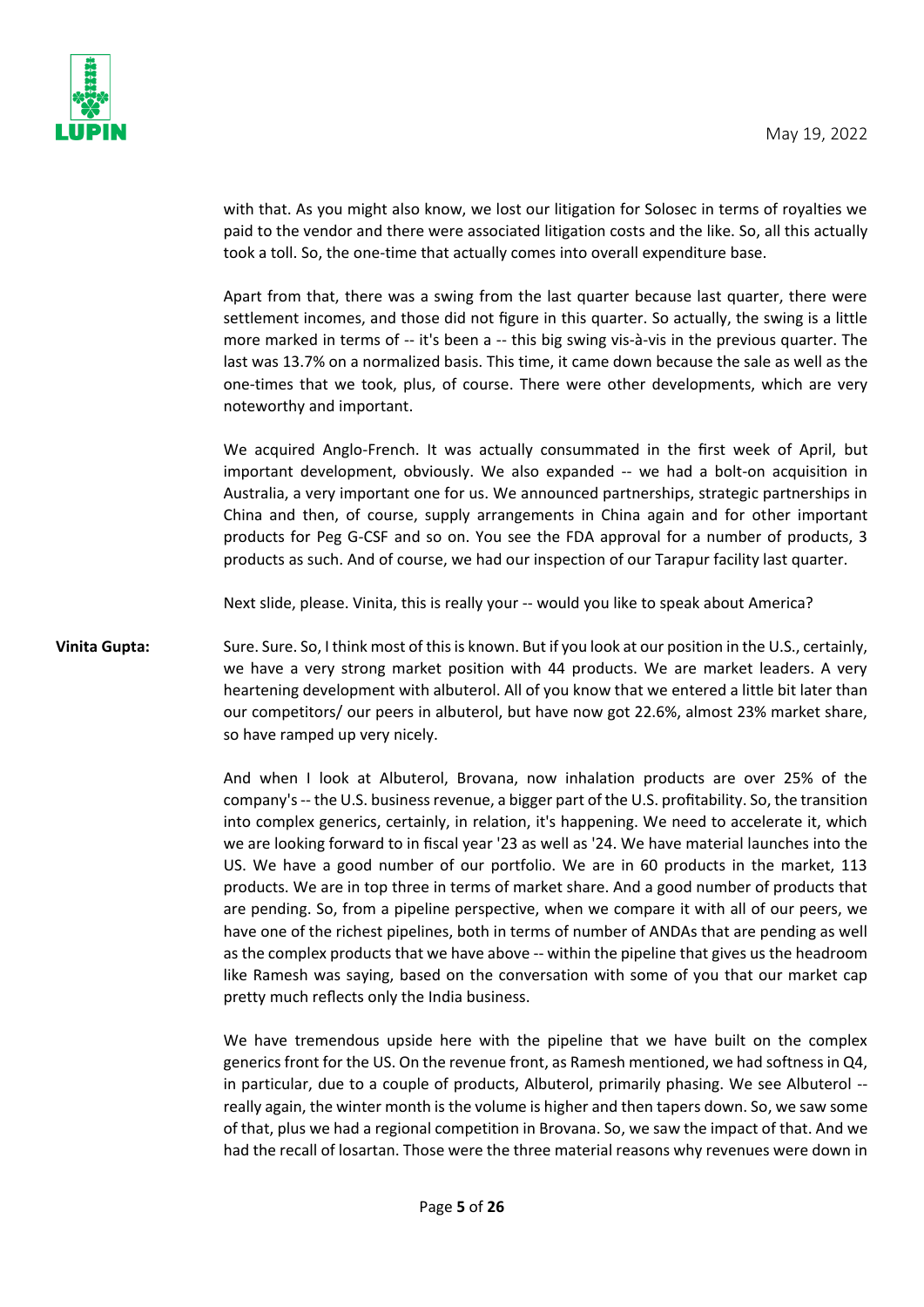with that. As you might also know, we lost our litigation for Solosec in terms of royalties we paid to the vendor and there were associated litigation costs and the like. So, all this actually took a toll. So, the one-time that actually comes into overall expenditure base.

Apart from that, there was a swing from the last quarter because last quarter, there were settlement incomes, and those did not figure in this quarter. So actually, the swing is a little more marked in terms of -- it's been a -- this big swing vis-à-vis in the previous quarter. The last was 13.7% on a normalized basis. This time, it came down because the sale as well as the one-times that we took, plus, of course. There were other developments, which are very noteworthy and important.

We acquired Anglo-French. It was actually consummated in the first week of April, but important development, obviously. We also expanded -- we had a bolt-on acquisition in Australia, a very important one for us. We announced partnerships, strategic partnerships in China and then, of course, supply arrangements in China again and for other important products for Peg G-CSF and so on. You see the FDA approval for a number of products, 3 products as such. And of course, we had our inspection of our Tarapur facility last quarter.

Next slide, please. Vinita, this is really your -- would you like to speak about America?

**Vinita Gupta:** Sure. Sure. So, I think most of this is known. But if you look at our position in the U.S., certainly, we have a very strong market position with 44 products. We are market leaders. A very heartening development with albuterol. All of you know that we entered a little bit later than our competitors/ our peers in albuterol, but have now got 22.6%, almost 23% market share, so have ramped up very nicely.

And when I look at Albuterol, Brovana, now inhalation products are over 25% of the company's -- the U.S. business revenue, a bigger part of the U.S. profitability. So, the transition into complex generics, certainly, in relation, it's happening. We need to accelerate it, which we are looking forward to in fiscal year '23 as well as '24. We have material launches into the US. We have a good number of our portfolio. We are in 60 products in the market, 113 products. We are in top three in terms of market share. And a good number of products that are pending. So, from a pipeline perspective, when we compare it with all of our peers, we have one of the richest pipelines, both in terms of number of ANDAs that are pending as well as the complex products that we have above -- within the pipeline that gives us the headroom like Ramesh was saying, based on the conversation with some of you that our market cap pretty much reflects only the India business.

We have tremendous upside here with the pipeline that we have built on the complex generics front for the US. On the revenue front, as Ramesh mentioned, we had softness in Q4, in particular, due to a couple of products, Albuterol, primarily phasing. We see Albuterol -- really again, the winter month is the volume is higher and then tapers down. So, we saw some of that, plus we had a regional competition in Brovana. So, we saw the impact of that. And we had the recall of losartan. Those were the three material reasons why revenues were down in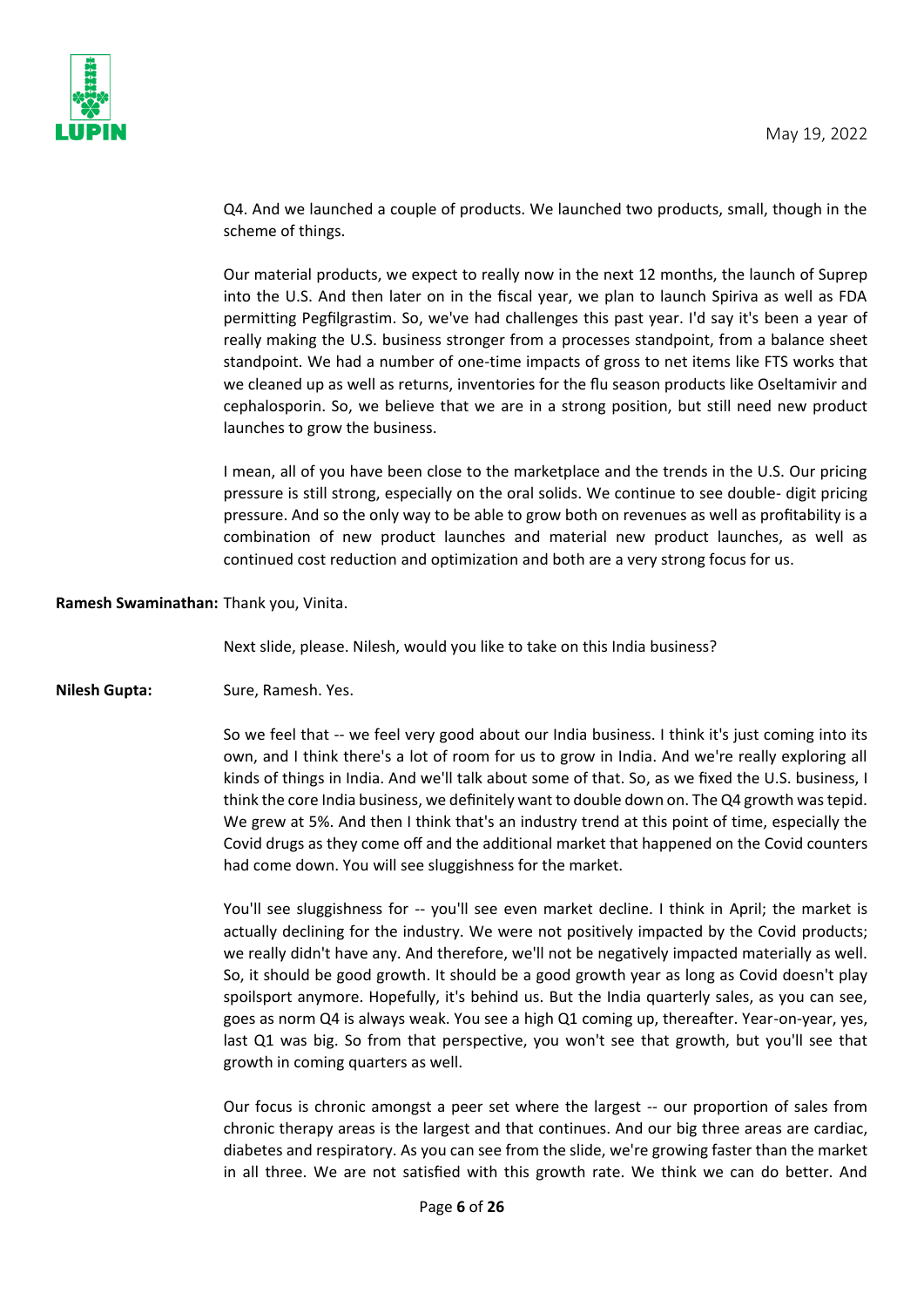Q4. And we launched a couple of products. We launched two products, small, though in the scheme of things.

Our material products, we expect to really now in the next 12 months, the launch of Suprep into the U.S. And then later on in the fiscal year, we plan to launch Spiriva as well as FDA permitting Pegfilgrastim. So, we've had challenges this past year. I'd say it's been a year of really making the U.S. business stronger from a processes standpoint, from a balance sheet standpoint. We had a number of one-time impacts of gross to net items like FTS works that we cleaned up as well as returns, inventories for the flu season products like Oseltamivir and cephalosporin. So, we believe that we are in a strong position, but still need new product launches to grow the business.

I mean, all of you have been close to the marketplace and the trends in the U.S. Our pricing pressure is still strong, especially on the oral solids. We continue to see double- digit pricing pressure. And so the only way to be able to grow both on revenues as well as profitability is a combination of new product launches and material new product launches, as well as continued cost reduction and optimization and both are a very strong focus for us.

**Ramesh Swaminathan:** Thank you, Vinita.

Next slide, please. Nilesh, would you like to take on this India business?

**Nilesh Gupta:** Sure, Ramesh. Yes.

So we feel that -- we feel very good about our India business. I think it's just coming into its own, and I think there's a lot of room for us to grow in India. And we're really exploring all kinds of things in India. And we'll talk about some of that. So, as we fixed the U.S. business, I think the core India business, we definitely want to double down on. The Q4 growth was tepid. We grew at 5%. And then I think that's an industry trend at this point of time, especially the Covid drugs as they come off and the additional market that happened on the Covid counters had come down. You will see sluggishness for the market.

You'll see sluggishness for -- you'll see even market decline. I think in April; the market is actually declining for the industry. We were not positively impacted by the Covid products; we really didn't have any. And therefore, we'll not be negatively impacted materially as well. So, it should be good growth. It should be a good growth year as long as Covid doesn't play spoilsport anymore. Hopefully, it's behind us. But the India quarterly sales, as you can see, goes as norm Q4 is always weak. You see a high Q1 coming up, thereafter. Year-on-year, yes, last Q1 was big. So from that perspective, you won't see that growth, but you'll see that growth in coming quarters as well.

Our focus is chronic amongst a peer set where the largest -- our proportion of sales from chronic therapy areas is the largest and that continues. And our big three areas are cardiac, diabetes and respiratory. As you can see from the slide, we're growing faster than the market in all three. We are not satisfied with this growth rate. We think we can do better. And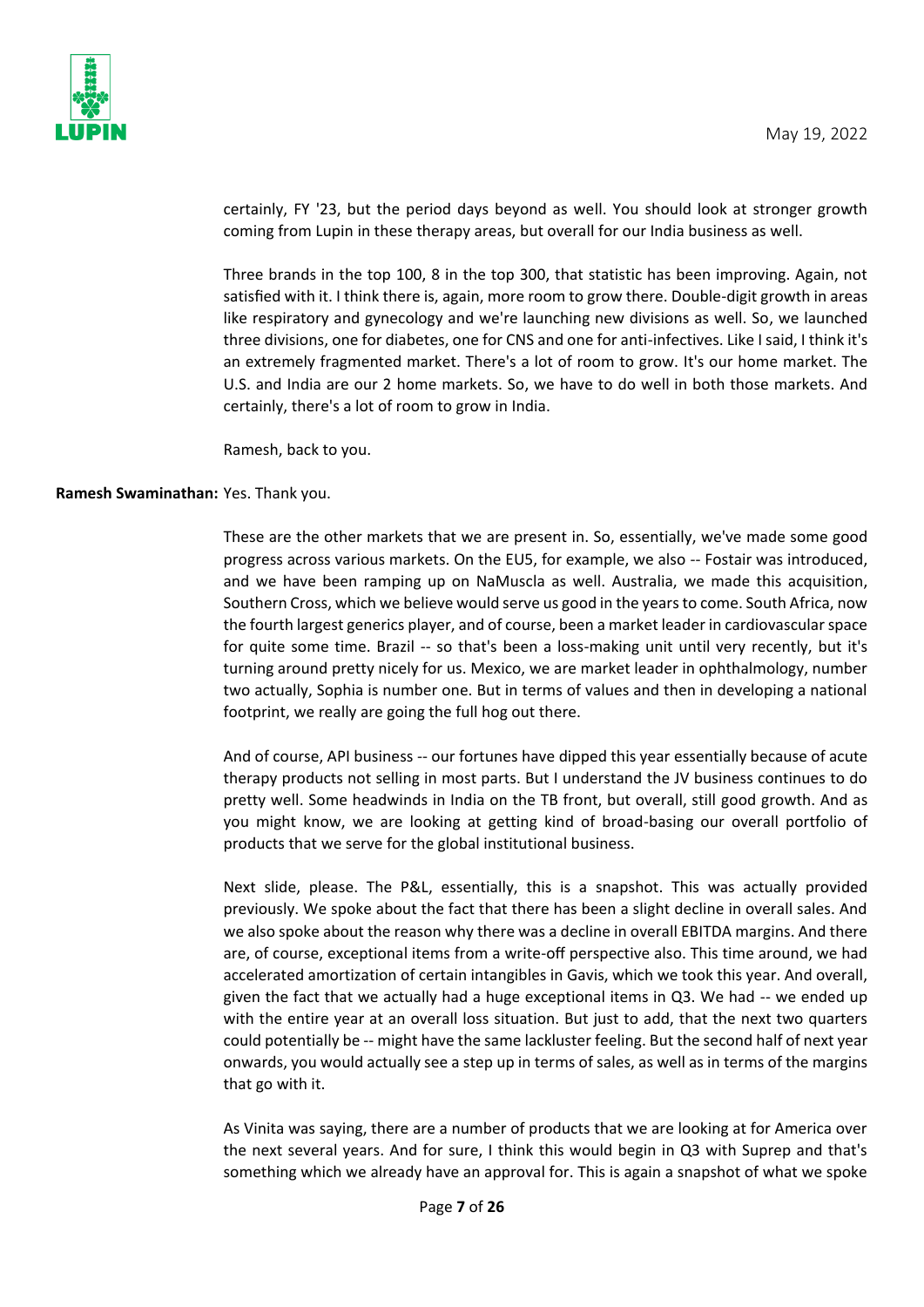certainly, FY '23, but the period days beyond as well. You should look at stronger growth coming from Lupin in these therapy areas, but overall for our India business as well.

Three brands in the top 100, 8 in the top 300, that statistic has been improving. Again, not satisfied with it. I think there is, again, more room to grow there. Double-digit growth in areas like respiratory and gynecology and we're launching new divisions as well. So, we launched three divisions, one for diabetes, one for CNS and one for anti-infectives. Like I said, I think it's an extremely fragmented market. There's a lot of room to grow. It's our home market. The U.S. and India are our 2 home markets. So, we have to do well in both those markets. And certainly, there's a lot of room to grow in India.

Ramesh, back to you.

**Ramesh Swaminathan:** Yes. Thank you.

These are the other markets that we are present in. So, essentially, we've made some good progress across various markets. On the EU5, for example, we also -- Fostair was introduced, and we have been ramping up on NaMuscla as well. Australia, we made this acquisition, Southern Cross, which we believe would serve us good in the years to come. South Africa, now the fourth largest generics player, and of course, been a market leader in cardiovascular space for quite some time. Brazil -- so that's been a loss-making unit until very recently, but it's turning around pretty nicely for us. Mexico, we are market leader in ophthalmology, number two actually, Sophia is number one. But in terms of values and then in developing a national footprint, we really are going the full hog out there.

And of course, API business -- our fortunes have dipped this year essentially because of acute therapy products not selling in most parts. But I understand the JV business continues to do pretty well. Some headwinds in India on the TB front, but overall, still good growth. And as you might know, we are looking at getting kind of broad-basing our overall portfolio of products that we serve for the global institutional business.

Next slide, please. The P&L, essentially, this is a snapshot. This was actually provided previously. We spoke about the fact that there has been a slight decline in overall sales. And we also spoke about the reason why there was a decline in overall EBITDA margins. And there are, of course, exceptional items from a write-off perspective also. This time around, we had accelerated amortization of certain intangibles in Gavis, which we took this year. And overall, given the fact that we actually had a huge exceptional items in Q3. We had -- we ended up with the entire year at an overall loss situation. But just to add, that the next two quarters could potentially be -- might have the same lackluster feeling. But the second half of next year onwards, you would actually see a step up in terms of sales, as well as in terms of the margins that go with it.

As Vinita was saying, there are a number of products that we are looking at for America over the next several years. And for sure, I think this would begin in Q3 with Suprep and that's something which we already have an approval for. This is again a snapshot of what we spoke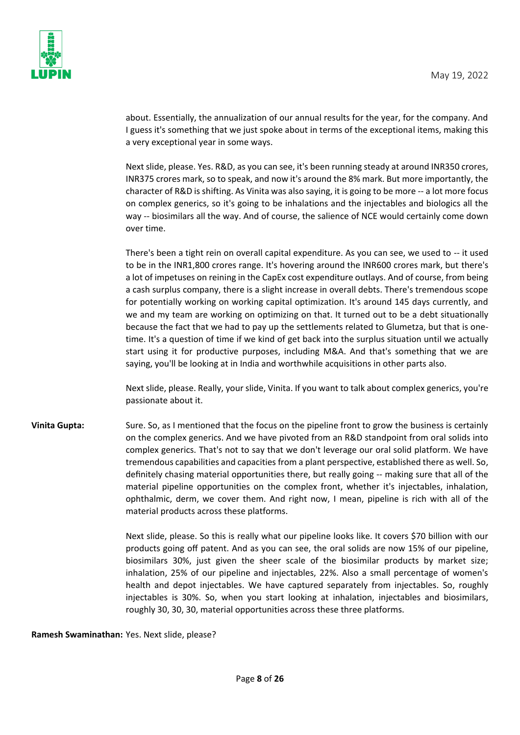about. Essentially, the annualization of our annual results for the year, for the company. And I guess it's something that we just spoke about in terms of the exceptional items, making this a very exceptional year in some ways.

Next slide, please. Yes. R&D, as you can see, it's been running steady at around INR350 crores, INR375 crores mark, so to speak, and now it's around the 8% mark. But more importantly, the character of R&D is shifting. As Vinita was also saying, it is going to be more -- a lot more focus on complex generics, so it's going to be inhalations and the injectables and biologics all the way -- biosimilars all the way. And of course, the salience of NCE would certainly come down over time.

There's been a tight rein on overall capital expenditure. As you can see, we used to -- it used to be in the INR1,800 crores range. It's hovering around the INR600 crores mark, but there's a lot of impetuses on reining in the CapEx cost expenditure outlays. And of course, from being a cash surplus company, there is a slight increase in overall debts. There's tremendous scope for potentially working on working capital optimization. It's around 145 days currently, and we and my team are working on optimizing on that. It turned out to be a debt situationally because the fact that we had to pay up the settlements related to Glumetza, but that is one-time. It's a question of time if we kind of get back into the surplus situation until we actually start using it for productive purposes, including M&A. And that's something that we are saying, you'll be looking at in India and worthwhile acquisitions in other parts also.

Next slide, please. Really, your slide, Vinita. If you want to talk about complex generics, you're passionate about it.

**Vinita Gupta:** Sure. So, as I mentioned that the focus on the pipeline front to grow the business is certainly on the complex generics. And we have pivoted from an R&D standpoint from oral solids into complex generics. That's not to say that we don't leverage our oral solid platform. We have tremendous capabilities and capacities from a plant perspective, established there as well. So, definitely chasing material opportunities there, but really going -- making sure that all of the material pipeline opportunities on the complex front, whether it's injectables, inhalation, ophthalmic, derm, we cover them. And right now, I mean, pipeline is rich with all of the material products across these platforms.

Next slide, please. So this is really what our pipeline looks like. It covers $70 billion with our products going off patent. And as you can see, the oral solids are now 15% of our pipeline, biosimilars 30%, just given the sheer scale of the biosimilar products by market size; inhalation, 25% of our pipeline and injectables, 22%. Also a small percentage of women's health and depot injectables. We have captured separately from injectables. So, roughly injectables is 30%. So, when you start looking at inhalation, injectables and biosimilars, roughly 30, 30, 30, material opportunities across these three platforms.

**Ramesh Swaminathan:** Yes. Next slide, please?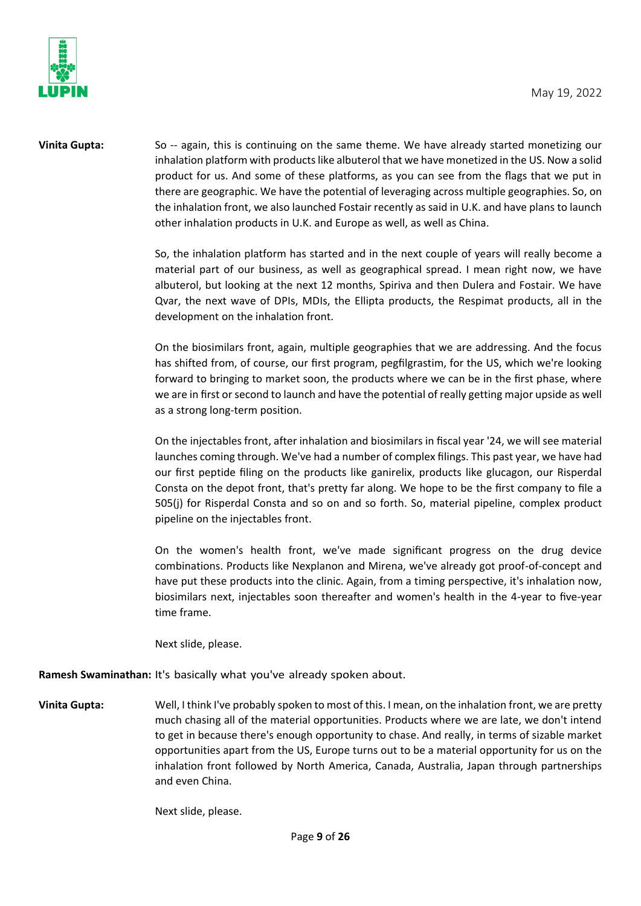**Vinita Gupta:** So -- again, this is continuing on the same theme. We have already started monetizing our inhalation platform with products like albuterol that we have monetized in the US. Now a solid product for us. And some of these platforms, as you can see from the flags that we put in there are geographic. We have the potential of leveraging across multiple geographies. So, on the inhalation front, we also launched Fostair recently as said in U.K. and have plans to launch other inhalation products in U.K. and Europe as well, as well as China.

So, the inhalation platform has started and in the next couple of years will really become a material part of our business, as well as geographical spread. I mean right now, we have albuterol, but looking at the next 12 months, Spiriva and then Dulera and Fostair. We have Qvar, the next wave of DPIs, MDIs, the Ellipta products, the Respimat products, all in the development on the inhalation front.

On the biosimilars front, again, multiple geographies that we are addressing. And the focus has shifted from, of course, our first program, pegfilgrastim, for the US, which we're looking forward to bringing to market soon, the products where we can be in the first phase, where we are in first or second to launch and have the potential of really getting major upside as well as a strong long-term position.

On the injectables front, after inhalation and biosimilars in fiscal year '24, we will see material launches coming through. We've had a number of complex filings. This past year, we have had our first peptide filing on the products like ganirelix, products like glucagon, our Risperdal Consta on the depot front, that's pretty far along. We hope to be the first company to file a 505(j) for Risperdal Consta and so on and so forth. So, material pipeline, complex product pipeline on the injectables front.

On the women's health front, we've made significant progress on the drug device combinations. Products like Nexplanon and Mirena, we've already got proof-of-concept and have put these products into the clinic. Again, from a timing perspective, it's inhalation now, biosimilars next, injectables soon thereafter and women's health in the 4-year to five-year time frame.

Next slide, please.

**Ramesh Swaminathan:** It's basically what you've already spoken about.

**Vinita Gupta:** Well, I think I've probably spoken to most of this. I mean, on the inhalation front, we are pretty much chasing all of the material opportunities. Products where we are late, we don't intend to get in because there's enough opportunity to chase. And really, in terms of sizable market opportunities apart from the US, Europe turns out to be a material opportunity for us on the inhalation front followed by North America, Canada, Australia, Japan through partnerships and even China.

Next slide, please.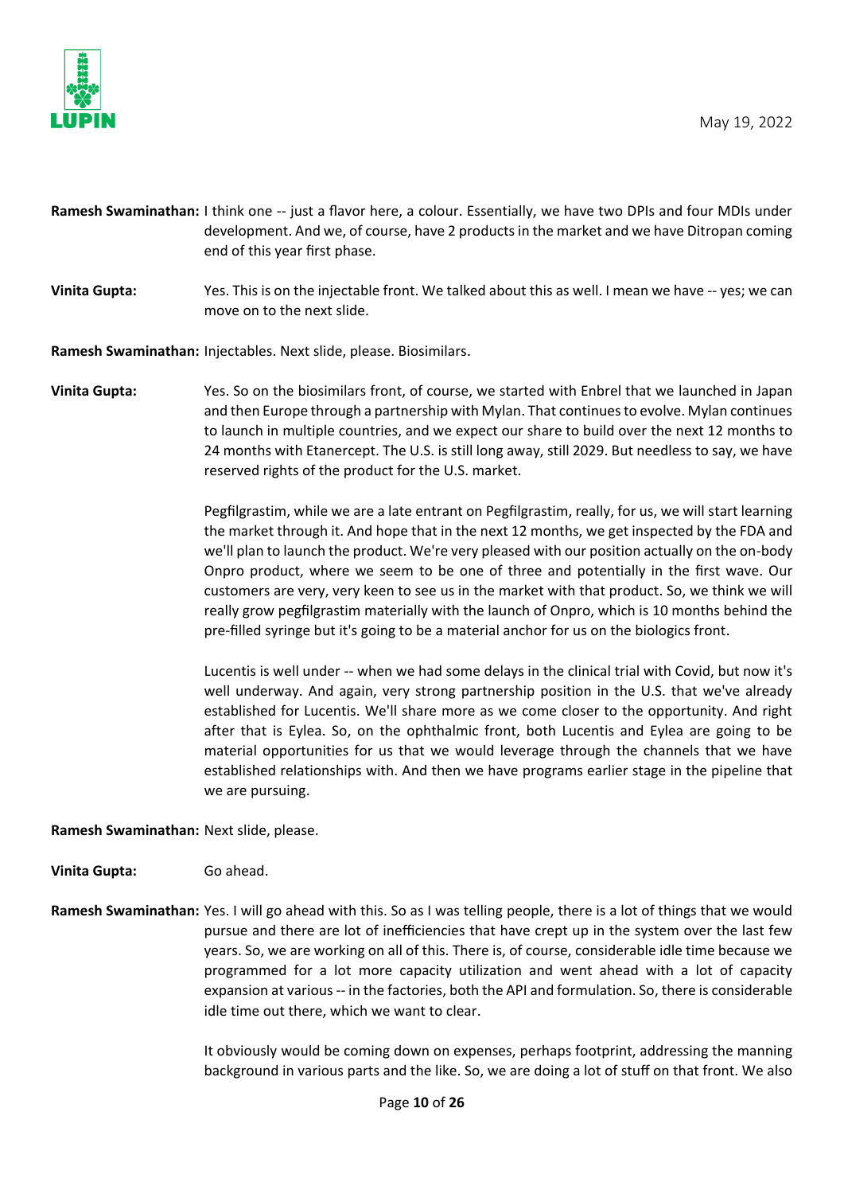**Ramesh Swaminathan:** I think one -- just a flavor here, a colour. Essentially, we have two DPIs and four MDIs under development. And we, of course, have 2 products in the market and we have Ditropan coming end of this year first phase.

**Vinita Gupta:** Yes. This is on the injectable front. We talked about this as well. I mean we have -- yes; we can move on to the next slide.

**Ramesh Swaminathan:** Injectables. Next slide, please. Biosimilars.

**Vinita Gupta:** Yes. So on the biosimilars front, of course, we started with Enbrel that we launched in Japan and then Europe through a partnership with Mylan. That continues to evolve. Mylan continues to launch in multiple countries, and we expect our share to build over the next 12 months to 24 months with Etanercept. The U.S. is still long away, still 2029. But needless to say, we have reserved rights of the product for the U.S. market.

Pegfilgrastim, while we are a late entrant on Pegfilgrastim, really, for us, we will start learning the market through it. And hope that in the next 12 months, we get inspected by the FDA and we'll plan to launch the product. We're very pleased with our position actually on the on-body Onpro product, where we seem to be one of three and potentially in the first wave. Our customers are very, very keen to see us in the market with that product. So, we think we will really grow pegfilgrastim materially with the launch of Onpro, which is 10 months behind the pre-filled syringe but it's going to be a material anchor for us on the biologics front.

Lucentis is well under -- when we had some delays in the clinical trial with Covid, but now it's well underway. And again, very strong partnership position in the U.S. that we've already established for Lucentis. We'll share more as we come closer to the opportunity. And right after that is Eylea. So, on the ophthalmic front, both Lucentis and Eylea are going to be material opportunities for us that we would leverage through the channels that we have established relationships with. And then we have programs earlier stage in the pipeline that we are pursuing.

**Ramesh Swaminathan:** Next slide, please.

**Vinita Gupta:** Go ahead.

**Ramesh Swaminathan:** Yes. I will go ahead with this. So as I was telling people, there is a lot of things that we would pursue and there are lot of inefficiencies that have crept up in the system over the last few years. So, we are working on all of this. There is, of course, considerable idle time because we programmed for a lot more capacity utilization and went ahead with a lot of capacity expansion at various -- in the factories, both the API and formulation. So, there is considerable idle time out there, which we want to clear.

It obviously would be coming down on expenses, perhaps footprint, addressing the manning background in various parts and the like. So, we are doing a lot of stuff on that front. We also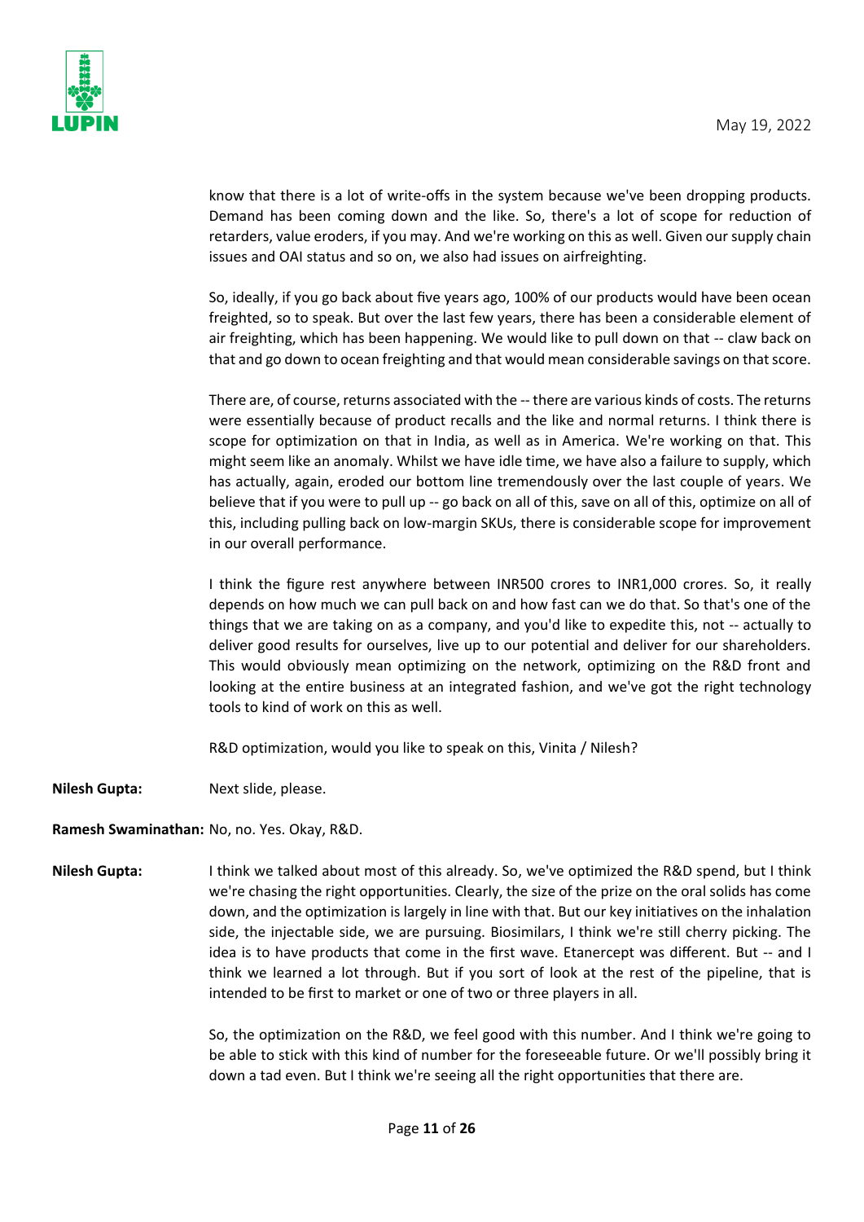know that there is a lot of write-offs in the system because we've been dropping products. Demand has been coming down and the like. So, there's a lot of scope for reduction of retarders, value eroders, if you may. And we're working on this as well. Given our supply chain issues and OAI status and so on, we also had issues on airfreighting.

So, ideally, if you go back about five years ago, 100% of our products would have been ocean freighted, so to speak. But over the last few years, there has been a considerable element of air freighting, which has been happening. We would like to pull down on that -- claw back on that and go down to ocean freighting and that would mean considerable savings on that score.

There are, of course, returns associated with the -- there are various kinds of costs. The returns were essentially because of product recalls and the like and normal returns. I think there is scope for optimization on that in India, as well as in America. We're working on that. This might seem like an anomaly. Whilst we have idle time, we have also a failure to supply, which has actually, again, eroded our bottom line tremendously over the last couple of years. We believe that if you were to pull up -- go back on all of this, save on all of this, optimize on all of this, including pulling back on low-margin SKUs, there is considerable scope for improvement in our overall performance.

I think the figure rest anywhere between INR500 crores to INR1,000 crores. So, it really depends on how much we can pull back on and how fast can we do that. So that's one of the things that we are taking on as a company, and you'd like to expedite this, not -- actually to deliver good results for ourselves, live up to our potential and deliver for our shareholders. This would obviously mean optimizing on the network, optimizing on the R&D front and looking at the entire business at an integrated fashion, and we've got the right technology tools to kind of work on this as well.

R&D optimization, would you like to speak on this, Vinita / Nilesh?

**Nilesh Gupta:** Next slide, please.

**Ramesh Swaminathan:** No, no. Yes. Okay, R&D.

**Nilesh Gupta:** I think we talked about most of this already. So, we've optimized the R&D spend, but I think we're chasing the right opportunities. Clearly, the size of the prize on the oral solids has come down, and the optimization is largely in line with that. But our key initiatives on the inhalation side, the injectable side, we are pursuing. Biosimilars, I think we're still cherry picking. The idea is to have products that come in the first wave. Etanercept was different. But -- and I think we learned a lot through. But if you sort of look at the rest of the pipeline, that is intended to be first to market or one of two or three players in all.

So, the optimization on the R&D, we feel good with this number. And I think we're going to be able to stick with this kind of number for the foreseeable future. Or we'll possibly bring it down a tad even. But I think we're seeing all the right opportunities that there are.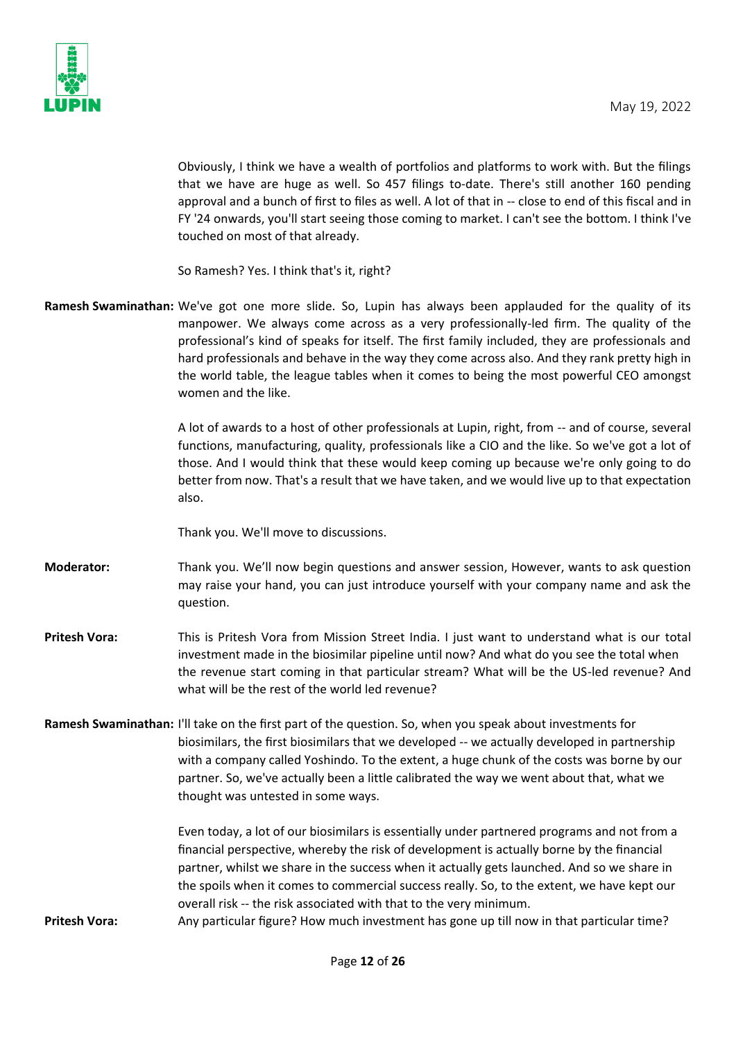Obviously, I think we have a wealth of portfolios and platforms to work with. But the filings that we have are huge as well. So 457 filings to-date. There's still another 160 pending approval and a bunch of first to files as well. A lot of that in -- close to end of this fiscal and in FY '24 onwards, you'll start seeing those coming to market. I can't see the bottom. I think I've touched on most of that already.

So Ramesh? Yes. I think that's it, right?

**Ramesh Swaminathan:** We've got one more slide. So, Lupin has always been applauded for the quality of its manpower. We always come across as a very professionally-led firm. The quality of the professional's kind of speaks for itself. The first family included, they are professionals and hard professionals and behave in the way they come across also. And they rank pretty high in the world table, the league tables when it comes to being the most powerful CEO amongst women and the like.

A lot of awards to a host of other professionals at Lupin, right, from -- and of course, several functions, manufacturing, quality, professionals like a CIO and the like. So we've got a lot of those. And I would think that these would keep coming up because we're only going to do better from now. That's a result that we have taken, and we would live up to that expectation also.

Thank you. We'll move to discussions.

**Moderator:** Thank you. We'll now begin questions and answer session, However, wants to ask question may raise your hand, you can just introduce yourself with your company name and ask the question.

**Pritesh Vora:** This is Pritesh Vora from Mission Street India. I just want to understand what is our total investment made in the biosimilar pipeline until now? And what do you see the total when the revenue start coming in that particular stream? What will be the US-led revenue? And what will be the rest of the world led revenue?

**Ramesh Swaminathan:** I'll take on the first part of the question. So, when you speak about investments for biosimilars, the first biosimilars that we developed -- we actually developed in partnership with a company called Yoshindo. To the extent, a huge chunk of the costs was borne by our partner. So, we've actually been a little calibrated the way we went about that, what we thought was untested in some ways.

Even today, a lot of our biosimilars is essentially under partnered programs and not from a financial perspective, whereby the risk of development is actually borne by the financial partner, whilst we share in the success when it actually gets launched. And so we share in the spoils when it comes to commercial success really. So, to the extent, we have kept our overall risk -- the risk associated with that to the very minimum.

**Pritesh Vora:** Any particular figure? How much investment has gone up till now in that particular time?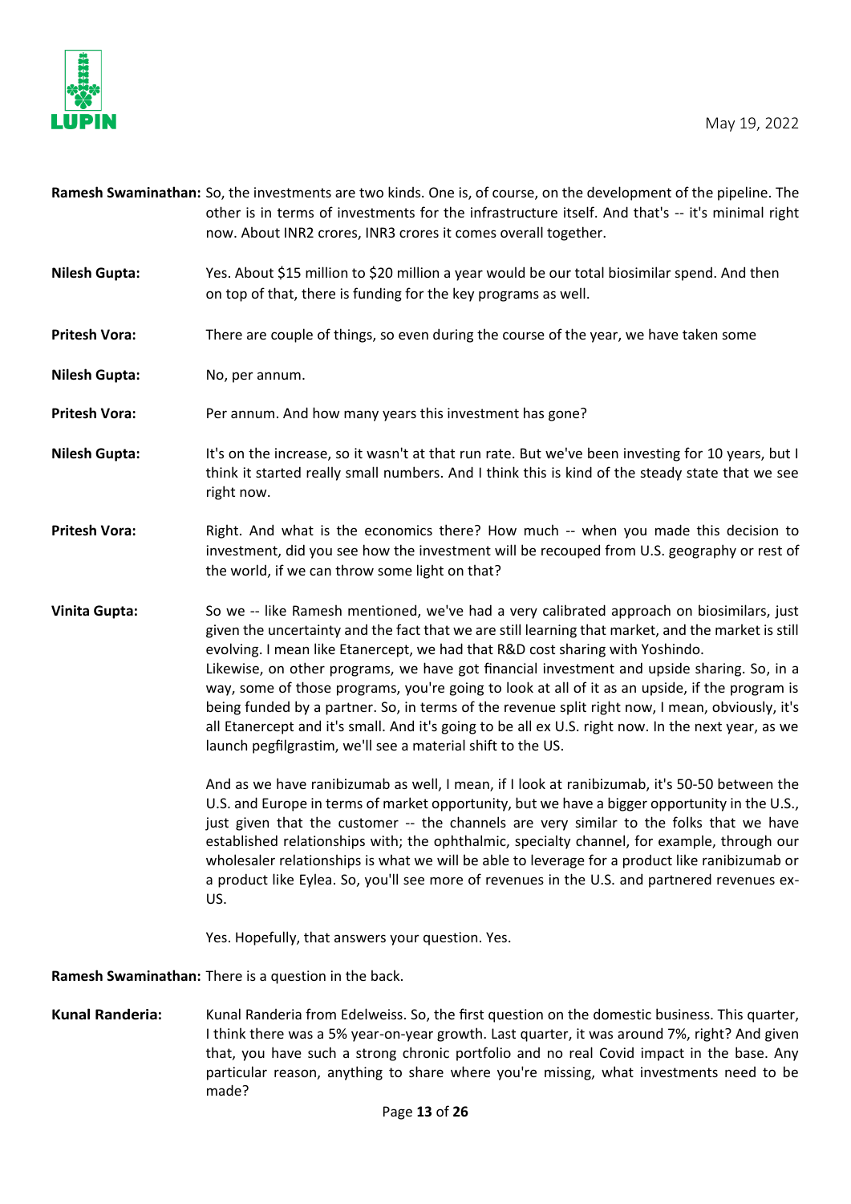**Ramesh Swaminathan:** So, the investments are two kinds. One is, of course, on the development of the pipeline. The other is in terms of investments for the infrastructure itself. And that's -- it's minimal right now. About INR2 crores, INR3 crores it comes overall together.

**Nilesh Gupta:** Yes. About $15 million to $20 million a year would be our total biosimilar spend. And then on top of that, there is funding for the key programs as well.

**Pritesh Vora:** There are couple of things, so even during the course of the year, we have taken some

**Nilesh Gupta:** No, per annum.

**Pritesh Vora:** Per annum. And how many years this investment has gone?

**Nilesh Gupta:** It's on the increase, so it wasn't at that run rate. But we've been investing for 10 years, but I think it started really small numbers. And I think this is kind of the steady state that we see right now.

**Pritesh Vora:** Right. And what is the economics there? How much -- when you made this decision to investment, did you see how the investment will be recouped from U.S. geography or rest of the world, if we can throw some light on that?

**Vinita Gupta:** So we -- like Ramesh mentioned, we've had a very calibrated approach on biosimilars, just given the uncertainty and the fact that we are still learning that market, and the market is still evolving. I mean like Etanercept, we had that R&D cost sharing with Yoshindo. Likewise, on other programs, we have got financial investment and upside sharing. So, in a way, some of those programs, you're going to look at all of it as an upside, if the program is being funded by a partner. So, in terms of the revenue split right now, I mean, obviously, it's all Etanercept and it's small. And it's going to be all ex U.S. right now. In the next year, as we launch pegfilgrastim, we'll see a material shift to the US.

And as we have ranibizumab as well, I mean, if I look at ranibizumab, it's 50-50 between the U.S. and Europe in terms of market opportunity, but we have a bigger opportunity in the U.S., just given that the customer -- the channels are very similar to the folks that we have established relationships with; the ophthalmic, specialty channel, for example, through our wholesaler relationships is what we will be able to leverage for a product like ranibizumab or a product like Eylea. So, you'll see more of revenues in the U.S. and partnered revenues ex-US.

Yes. Hopefully, that answers your question. Yes.

**Ramesh Swaminathan:** There is a question in the back.

**Kunal Randeria:** Kunal Randeria from Edelweiss. So, the first question on the domestic business. This quarter, I think there was a 5% year-on-year growth. Last quarter, it was around 7%, right? And given that, you have such a strong chronic portfolio and no real Covid impact in the base. Any particular reason, anything to share where you're missing, what investments need to be made?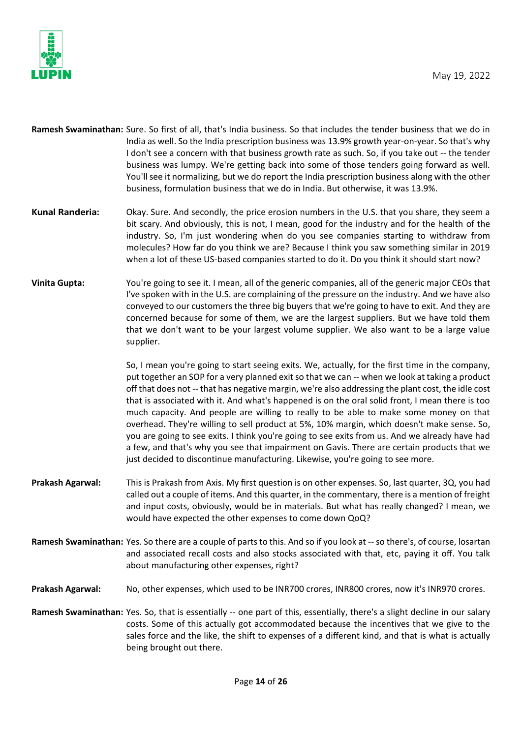**Ramesh Swaminathan:** Sure. So first of all, that's India business. So that includes the tender business that we do in India as well. So the India prescription business was 13.9% growth year-on-year. So that's why I don't see a concern with that business growth rate as such. So, if you take out -- the tender business was lumpy. We're getting back into some of those tenders going forward as well. You'll see it normalizing, but we do report the India prescription business along with the other business, formulation business that we do in India. But otherwise, it was 13.9%.

**Kunal Randeria:** Okay. Sure. And secondly, the price erosion numbers in the U.S. that you share, they seem a bit scary. And obviously, this is not, I mean, good for the industry and for the health of the industry. So, I'm just wondering when do you see companies starting to withdraw from molecules? How far do you think we are? Because I think you saw something similar in 2019 when a lot of these US-based companies started to do it. Do you think it should start now?

**Vinita Gupta:** You're going to see it. I mean, all of the generic companies, all of the generic major CEOs that I've spoken with in the U.S. are complaining of the pressure on the industry. And we have also conveyed to our customers the three big buyers that we're going to have to exit. And they are concerned because for some of them, we are the largest suppliers. But we have told them that we don't want to be your largest volume supplier. We also want to be a large value supplier.

So, I mean you're going to start seeing exits. We, actually, for the first time in the company, put together an SOP for a very planned exit so that we can -- when we look at taking a product off that does not -- that has negative margin, we're also addressing the plant cost, the idle cost that is associated with it. And what's happened is on the oral solid front, I mean there is too much capacity. And people are willing to really to be able to make some money on that overhead. They're willing to sell product at 5%, 10% margin, which doesn't make sense. So, you are going to see exits. I think you're going to see exits from us. And we already have had a few, and that's why you see that impairment on Gavis. There are certain products that we just decided to discontinue manufacturing. Likewise, you're going to see more.

**Prakash Agarwal:** This is Prakash from Axis. My first question is on other expenses. So, last quarter, 3Q, you had called out a couple of items. And this quarter, in the commentary, there is a mention of freight and input costs, obviously, would be in materials. But what has really changed? I mean, we would have expected the other expenses to come down QoQ?

**Ramesh Swaminathan:** Yes. So there are a couple of parts to this. And so if you look at -- so there's, of course, losartan and associated recall costs and also stocks associated with that, etc, paying it off. You talk about manufacturing other expenses, right?

**Prakash Agarwal:** No, other expenses, which used to be INR700 crores, INR800 crores, now it's INR970 crores.

**Ramesh Swaminathan:** Yes. So, that is essentially -- one part of this, essentially, there's a slight decline in our salary costs. Some of this actually got accommodated because the incentives that we give to the sales force and the like, the shift to expenses of a different kind, and that is what is actually being brought out there.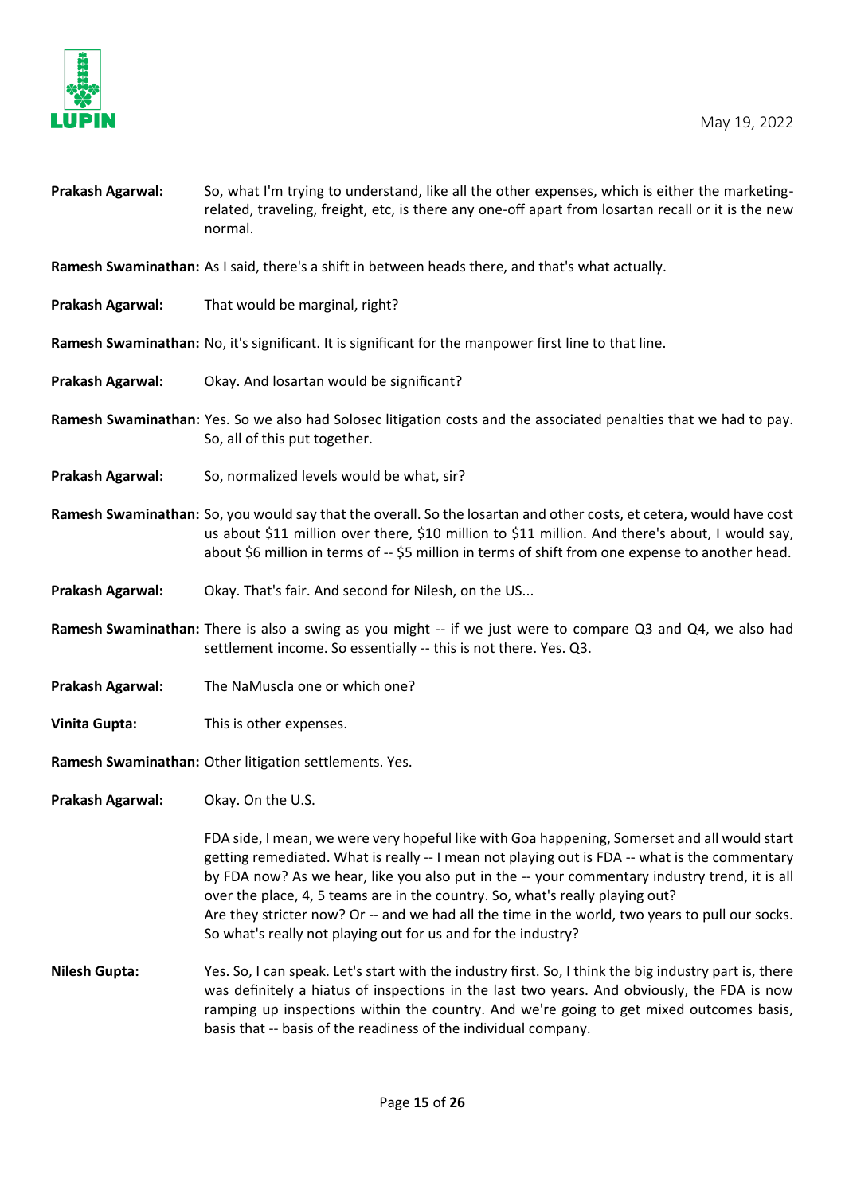**Prakash Agarwal:** So, what I'm trying to understand, like all the other expenses, which is either the marketing-related, traveling, freight, etc, is there any one-off apart from losartan recall or it is the new normal.

**Ramesh Swaminathan:** As I said, there's a shift in between heads there, and that's what actually.

**Prakash Agarwal:** That would be marginal, right?

**Ramesh Swaminathan:** No, it's significant. It is significant for the manpower first line to that line.

**Prakash Agarwal:** Okay. And losartan would be significant?

**Ramesh Swaminathan:** Yes. So we also had Solosec litigation costs and the associated penalties that we had to pay. So, all of this put together.

**Prakash Agarwal:** So, normalized levels would be what, sir?

**Ramesh Swaminathan:** So, you would say that the overall. So the losartan and other costs, et cetera, would have cost us about $11 million over there, $10 million to $11 million. And there's about, I would say, about $6 million in terms of -- $5 million in terms of shift from one expense to another head.

**Prakash Agarwal:** Okay. That's fair. And second for Nilesh, on the US...

**Ramesh Swaminathan:** There is also a swing as you might -- if we just were to compare Q3 and Q4, we also had settlement income. So essentially -- this is not there. Yes. Q3.

**Prakash Agarwal:** The NaMuscla one or which one?

**Vinita Gupta:** This is other expenses.

**Ramesh Swaminathan:** Other litigation settlements. Yes.

**Prakash Agarwal:** Okay. On the U.S.

FDA side, I mean, we were very hopeful like with Goa happening, Somerset and all would start getting remediated. What is really -- I mean not playing out is FDA -- what is the commentary by FDA now? As we hear, like you also put in the -- your commentary industry trend, it is all over the place, 4, 5 teams are in the country. So, what's really playing out?
Are they stricter now? Or -- and we had all the time in the world, two years to pull our socks. So what's really not playing out for us and for the industry?

**Nilesh Gupta:** Yes. So, I can speak. Let's start with the industry first. So, I think the big industry part is, there was definitely a hiatus of inspections in the last two years. And obviously, the FDA is now ramping up inspections within the country. And we're going to get mixed outcomes basis, basis that -- basis of the readiness of the individual company.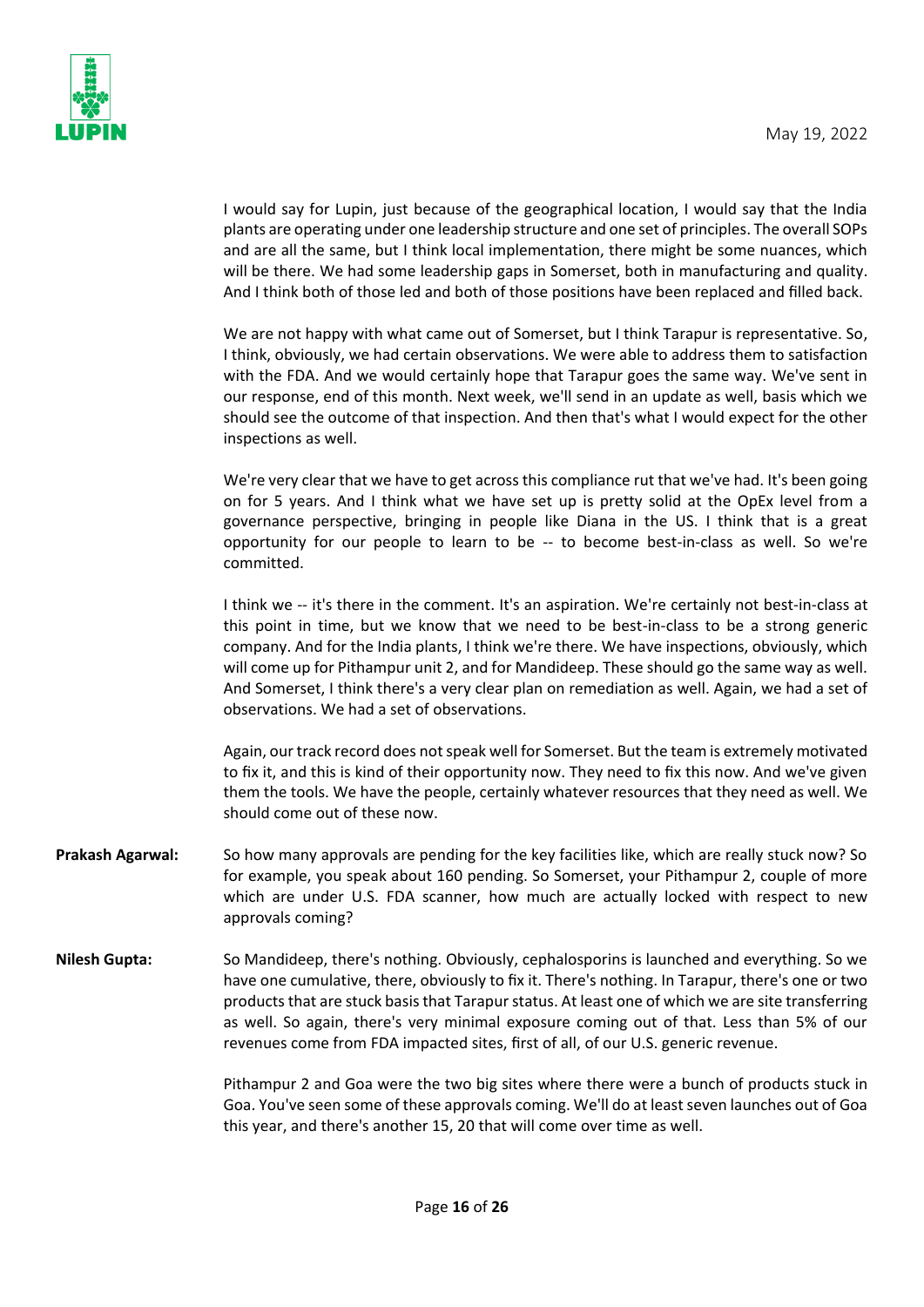I would say for Lupin, just because of the geographical location, I would say that the India plants are operating under one leadership structure and one set of principles. The overall SOPs and are all the same, but I think local implementation, there might be some nuances, which will be there. We had some leadership gaps in Somerset, both in manufacturing and quality. And I think both of those led and both of those positions have been replaced and filled back.

We are not happy with what came out of Somerset, but I think Tarapur is representative. So, I think, obviously, we had certain observations. We were able to address them to satisfaction with the FDA. And we would certainly hope that Tarapur goes the same way. We've sent in our response, end of this month. Next week, we'll send in an update as well, basis which we should see the outcome of that inspection. And then that's what I would expect for the other inspections as well.

We're very clear that we have to get across this compliance rut that we've had. It's been going on for 5 years. And I think what we have set up is pretty solid at the OpEx level from a governance perspective, bringing in people like Diana in the US. I think that is a great opportunity for our people to learn to be -- to become best-in-class as well. So we're committed.

I think we -- it's there in the comment. It's an aspiration. We're certainly not best-in-class at this point in time, but we know that we need to be best-in-class to be a strong generic company. And for the India plants, I think we're there. We have inspections, obviously, which will come up for Pithampur unit 2, and for Mandideep. These should go the same way as well. And Somerset, I think there's a very clear plan on remediation as well. Again, we had a set of observations. We had a set of observations.

Again, our track record does not speak well for Somerset. But the team is extremely motivated to fix it, and this is kind of their opportunity now. They need to fix this now. And we've given them the tools. We have the people, certainly whatever resources that they need as well. We should come out of these now.

**Prakash Agarwal:** So how many approvals are pending for the key facilities like, which are really stuck now? So for example, you speak about 160 pending. So Somerset, your Pithampur 2, couple of more which are under U.S. FDA scanner, how much are actually locked with respect to new approvals coming?

**Nilesh Gupta:** So Mandideep, there's nothing. Obviously, cephalosporins is launched and everything. So we have one cumulative, there, obviously to fix it. There's nothing. In Tarapur, there's one or two products that are stuck basis that Tarapur status. At least one of which we are site transferring as well. So again, there's very minimal exposure coming out of that. Less than 5% of our revenues come from FDA impacted sites, first of all, of our U.S. generic revenue.

Pithampur 2 and Goa were the two big sites where there were a bunch of products stuck in Goa. You've seen some of these approvals coming. We'll do at least seven launches out of Goa this year, and there's another 15, 20 that will come over time as well.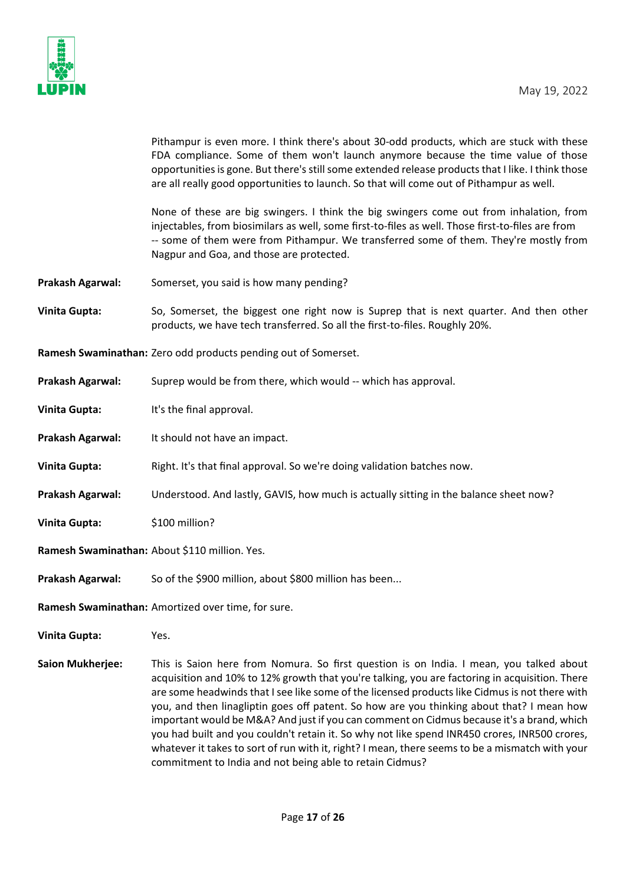Pithampur is even more. I think there's about 30-odd products, which are stuck with these FDA compliance. Some of them won't launch anymore because the time value of those opportunities is gone. But there's still some extended release products that I like. I think those are all really good opportunities to launch. So that will come out of Pithampur as well.

None of these are big swingers. I think the big swingers come out from inhalation, from injectables, from biosimilars as well, some first-to-files as well. Those first-to-files are from -- some of them were from Pithampur. We transferred some of them. They're mostly from Nagpur and Goa, and those are protected.

**Prakash Agarwal:** Somerset, you said is how many pending?

**Vinita Gupta:** So, Somerset, the biggest one right now is Suprep that is next quarter. And then other products, we have tech transferred. So all the first-to-files. Roughly 20%.

**Ramesh Swaminathan:** Zero odd products pending out of Somerset.

**Prakash Agarwal:** Suprep would be from there, which would -- which has approval.

**Vinita Gupta:** It's the final approval.

**Prakash Agarwal:** It should not have an impact.

**Vinita Gupta:** Right. It's that final approval. So we're doing validation batches now.

**Prakash Agarwal:** Understood. And lastly, GAVIS, how much is actually sitting in the balance sheet now?

**Vinita Gupta:** $100 million?

**Ramesh Swaminathan:** About $110 million. Yes.

**Prakash Agarwal:** So of the $900 million, about $800 million has been...

**Ramesh Swaminathan:** Amortized over time, for sure.

**Vinita Gupta:** Yes.

**Saion Mukherjee:** This is Saion here from Nomura. So first question is on India. I mean, you talked about acquisition and 10% to 12% growth that you're talking, you are factoring in acquisition. There are some headwinds that I see like some of the licensed products like Cidmus is not there with you, and then linagliptin goes off patent. So how are you thinking about that? I mean how important would be M&A? And just if you can comment on Cidmus because it's a brand, which you had built and you couldn't retain it. So why not like spend INR450 crores, INR500 crores, whatever it takes to sort of run with it, right? I mean, there seems to be a mismatch with your commitment to India and not being able to retain Cidmus?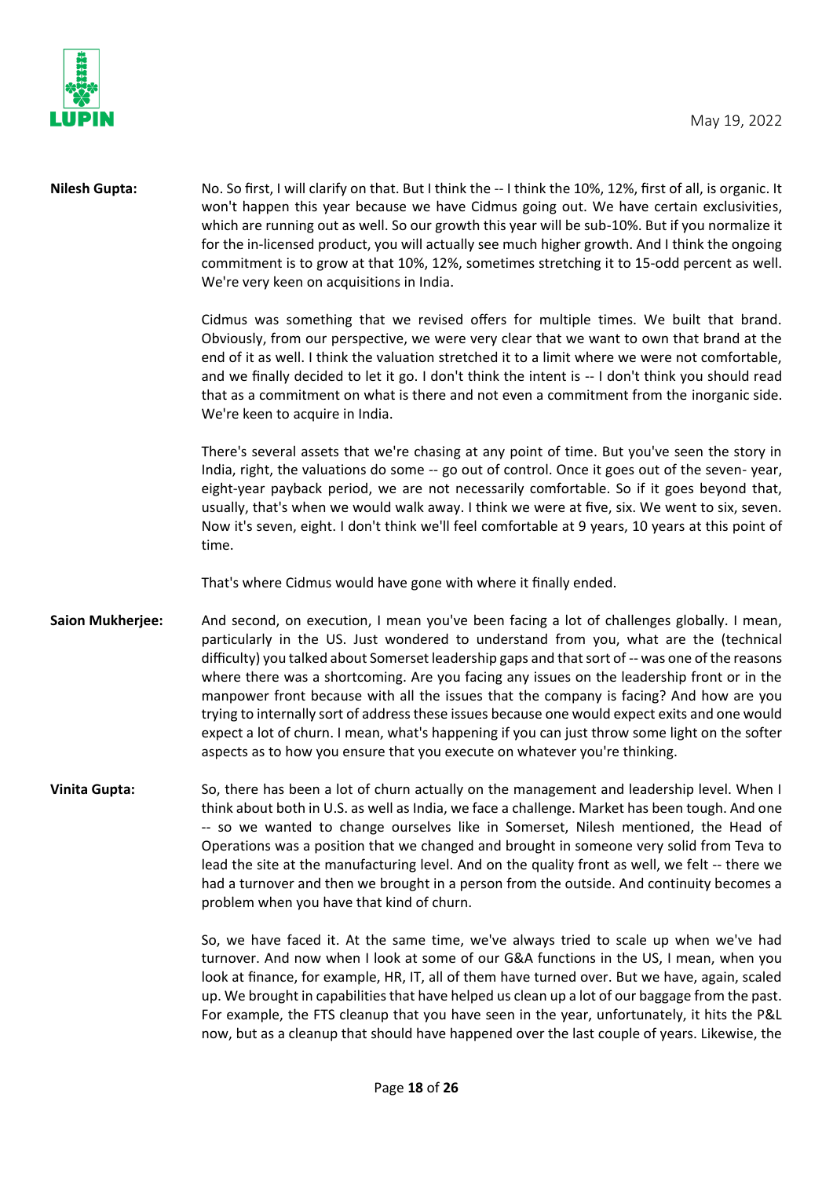**Nilesh Gupta:** No. So first, I will clarify on that. But I think the -- I think the 10%, 12%, first of all, is organic. It won't happen this year because we have Cidmus going out. We have certain exclusivities, which are running out as well. So our growth this year will be sub-10%. But if you normalize it for the in-licensed product, you will actually see much higher growth. And I think the ongoing commitment is to grow at that 10%, 12%, sometimes stretching it to 15-odd percent as well. We're very keen on acquisitions in India.

Cidmus was something that we revised offers for multiple times. We built that brand. Obviously, from our perspective, we were very clear that we want to own that brand at the end of it as well. I think the valuation stretched it to a limit where we were not comfortable, and we finally decided to let it go. I don't think the intent is -- I don't think you should read that as a commitment on what is there and not even a commitment from the inorganic side. We're keen to acquire in India.

There's several assets that we're chasing at any point of time. But you've seen the story in India, right, the valuations do some -- go out of control. Once it goes out of the seven- year, eight-year payback period, we are not necessarily comfortable. So if it goes beyond that, usually, that's when we would walk away. I think we were at five, six. We went to six, seven. Now it's seven, eight. I don't think we'll feel comfortable at 9 years, 10 years at this point of time.

That's where Cidmus would have gone with where it finally ended.

**Saion Mukherjee:** And second, on execution, I mean you've been facing a lot of challenges globally. I mean, particularly in the US. Just wondered to understand from you, what are the (technical difficulty) you talked about Somerset leadership gaps and that sort of -- was one of the reasons where there was a shortcoming. Are you facing any issues on the leadership front or in the manpower front because with all the issues that the company is facing? And how are you trying to internally sort of address these issues because one would expect exits and one would expect a lot of churn. I mean, what's happening if you can just throw some light on the softer aspects as to how you ensure that you execute on whatever you're thinking.

**Vinita Gupta:** So, there has been a lot of churn actually on the management and leadership level. When I think about both in U.S. as well as India, we face a challenge. Market has been tough. And one -- so we wanted to change ourselves like in Somerset, Nilesh mentioned, the Head of Operations was a position that we changed and brought in someone very solid from Teva to lead the site at the manufacturing level. And on the quality front as well, we felt -- there we had a turnover and then we brought in a person from the outside. And continuity becomes a problem when you have that kind of churn.

So, we have faced it. At the same time, we've always tried to scale up when we've had turnover. And now when I look at some of our G&A functions in the US, I mean, when you look at finance, for example, HR, IT, all of them have turned over. But we have, again, scaled up. We brought in capabilities that have helped us clean up a lot of our baggage from the past. For example, the FTS cleanup that you have seen in the year, unfortunately, it hits the P&L now, but as a cleanup that should have happened over the last couple of years. Likewise, the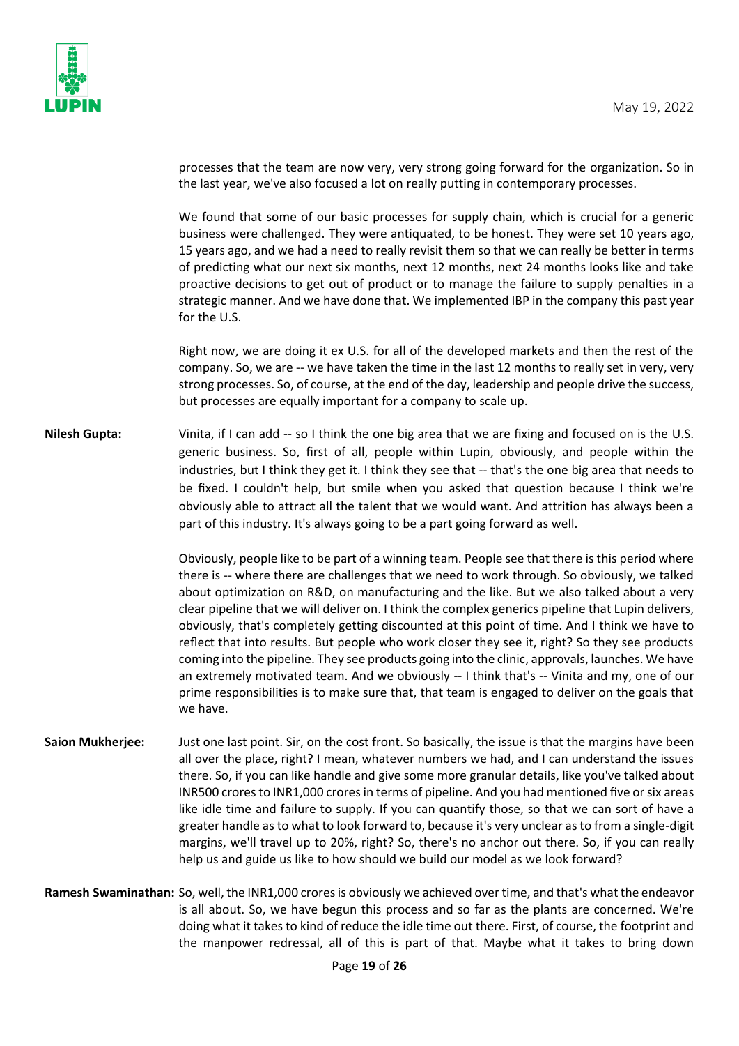processes that the team are now very, very strong going forward for the organization. So in the last year, we've also focused a lot on really putting in contemporary processes.

We found that some of our basic processes for supply chain, which is crucial for a generic business were challenged. They were antiquated, to be honest. They were set 10 years ago, 15 years ago, and we had a need to really revisit them so that we can really be better in terms of predicting what our next six months, next 12 months, next 24 months looks like and take proactive decisions to get out of product or to manage the failure to supply penalties in a strategic manner. And we have done that. We implemented IBP in the company this past year for the U.S.

Right now, we are doing it ex U.S. for all of the developed markets and then the rest of the company. So, we are -- we have taken the time in the last 12 months to really set in very, very strong processes. So, of course, at the end of the day, leadership and people drive the success, but processes are equally important for a company to scale up.

**Nilesh Gupta:** Vinita, if I can add -- so I think the one big area that we are fixing and focused on is the U.S. generic business. So, first of all, people within Lupin, obviously, and people within the industries, but I think they get it. I think they see that -- that's the one big area that needs to be fixed. I couldn't help, but smile when you asked that question because I think we're obviously able to attract all the talent that we would want. And attrition has always been a part of this industry. It's always going to be a part going forward as well.

Obviously, people like to be part of a winning team. People see that there is this period where there is -- where there are challenges that we need to work through. So obviously, we talked about optimization on R&D, on manufacturing and the like. But we also talked about a very clear pipeline that we will deliver on. I think the complex generics pipeline that Lupin delivers, obviously, that's completely getting discounted at this point of time. And I think we have to reflect that into results. But people who work closer they see it, right? So they see products coming into the pipeline. They see products going into the clinic, approvals, launches. We have an extremely motivated team. And we obviously -- I think that's -- Vinita and my, one of our prime responsibilities is to make sure that, that team is engaged to deliver on the goals that we have.

**Saion Mukherjee:** Just one last point. Sir, on the cost front. So basically, the issue is that the margins have been all over the place, right? I mean, whatever numbers we had, and I can understand the issues there. So, if you can like handle and give some more granular details, like you've talked about INR500 crores to INR1,000 crores in terms of pipeline. And you had mentioned five or six areas like idle time and failure to supply. If you can quantify those, so that we can sort of have a greater handle as to what to look forward to, because it's very unclear as to from a single-digit margins, we'll travel up to 20%, right? So, there's no anchor out there. So, if you can really help us and guide us like to how should we build our model as we look forward?

**Ramesh Swaminathan:** So, well, the INR1,000 crores is obviously we achieved over time, and that's what the endeavor is all about. So, we have begun this process and so far as the plants are concerned. We're doing what it takes to kind of reduce the idle time out there. First, of course, the footprint and the manpower redressal, all of this is part of that. Maybe what it takes to bring down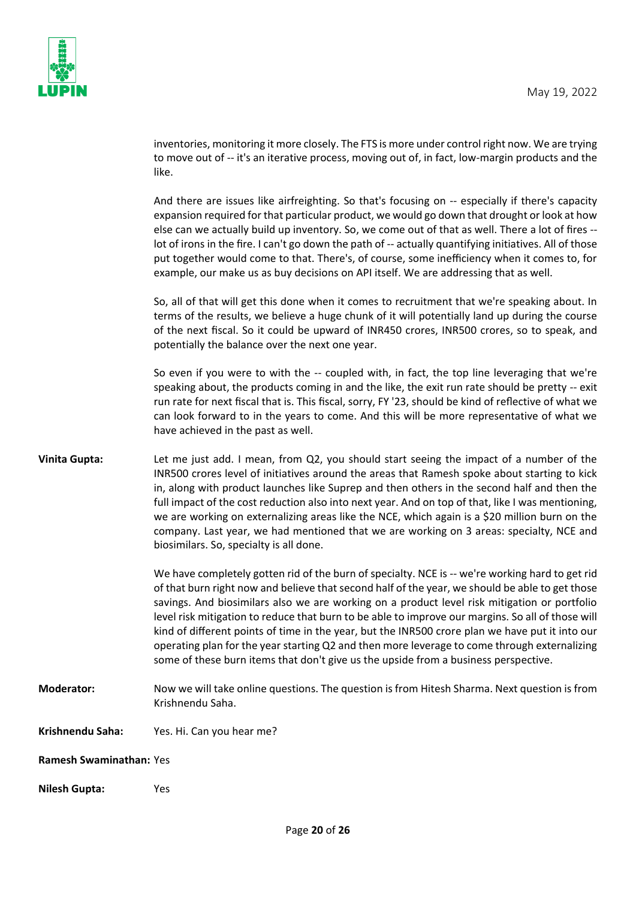inventories, monitoring it more closely. The FTS is more under control right now. We are trying to move out of -- it's an iterative process, moving out of, in fact, low-margin products and the like.

And there are issues like airfreighting. So that's focusing on -- especially if there's capacity expansion required for that particular product, we would go down that drought or look at how else can we actually build up inventory. So, we come out of that as well. There a lot of fires -- lot of irons in the fire. I can't go down the path of -- actually quantifying initiatives. All of those put together would come to that. There's, of course, some inefficiency when it comes to, for example, our make us as buy decisions on API itself. We are addressing that as well.

So, all of that will get this done when it comes to recruitment that we're speaking about. In terms of the results, we believe a huge chunk of it will potentially land up during the course of the next fiscal. So it could be upward of INR450 crores, INR500 crores, so to speak, and potentially the balance over the next one year.

So even if you were to with the -- coupled with, in fact, the top line leveraging that we're speaking about, the products coming in and the like, the exit run rate should be pretty -- exit run rate for next fiscal that is. This fiscal, sorry, FY '23, should be kind of reflective of what we can look forward to in the years to come. And this will be more representative of what we have achieved in the past as well.

**Vinita Gupta:** Let me just add. I mean, from Q2, you should start seeing the impact of a number of the INR500 crores level of initiatives around the areas that Ramesh spoke about starting to kick in, along with product launches like Suprep and then others in the second half and then the full impact of the cost reduction also into next year. And on top of that, like I was mentioning, we are working on externalizing areas like the NCE, which again is a $20 million burn on the company. Last year, we had mentioned that we are working on 3 areas: specialty, NCE and biosimilars. So, specialty is all done.

We have completely gotten rid of the burn of specialty. NCE is -- we're working hard to get rid of that burn right now and believe that second half of the year, we should be able to get those savings. And biosimilars also we are working on a product level risk mitigation or portfolio level risk mitigation to reduce that burn to be able to improve our margins. So all of those will kind of different points of time in the year, but the INR500 crore plan we have put it into our operating plan for the year starting Q2 and then more leverage to come through externalizing some of these burn items that don't give us the upside from a business perspective.

**Moderator:** Now we will take online questions. The question is from Hitesh Sharma. Next question is from Krishnendu Saha.

**Krishnendu Saha:** Yes. Hi. Can you hear me?

**Ramesh Swaminathan:** Yes

**Nilesh Gupta:** Yes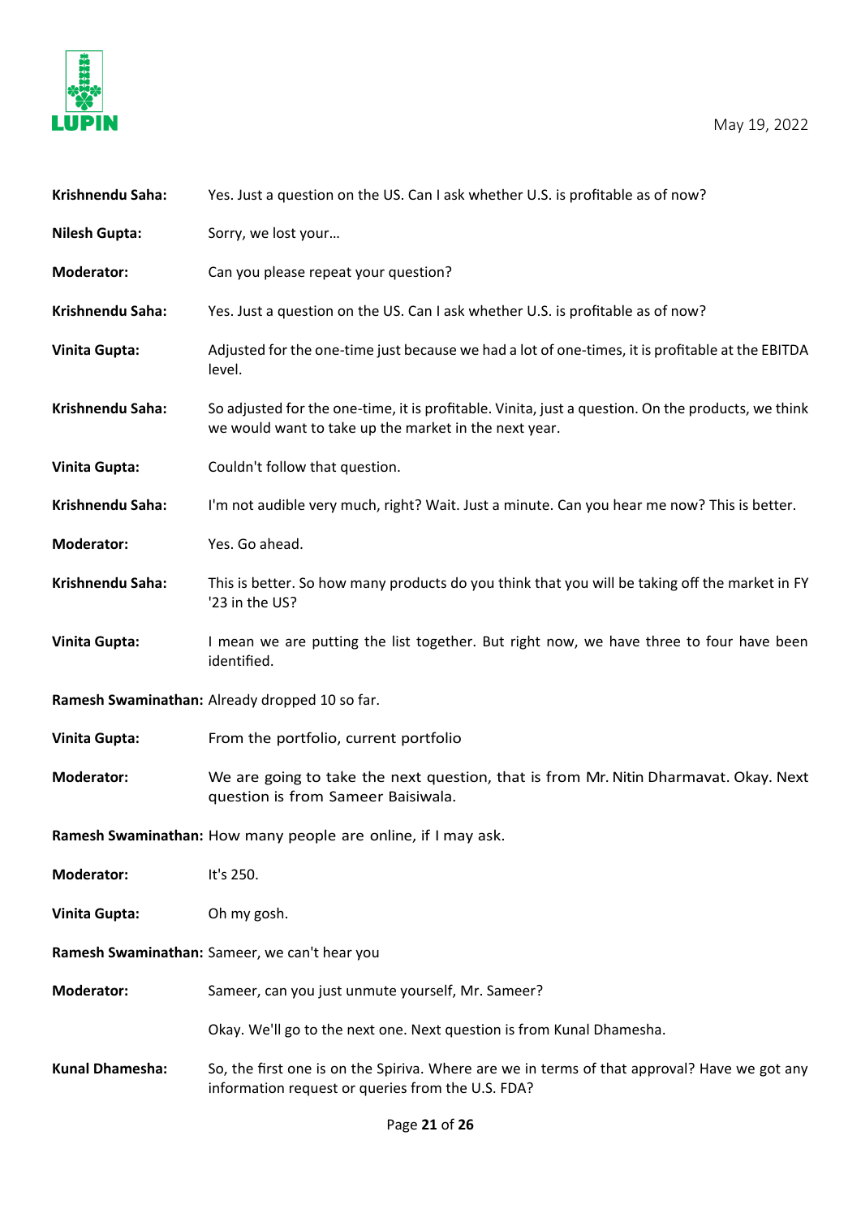**Krishnendu Saha:** Yes. Just a question on the US. Can I ask whether U.S. is profitable as of now?

**Nilesh Gupta:** Sorry, we lost your…

**Moderator:** Can you please repeat your question?

**Krishnendu Saha:** Yes. Just a question on the US. Can I ask whether U.S. is profitable as of now?

**Vinita Gupta:** Adjusted for the one-time just because we had a lot of one-times, it is profitable at the EBITDA level.

**Krishnendu Saha:** So adjusted for the one-time, it is profitable. Vinita, just a question. On the products, we think we would want to take up the market in the next year.

**Vinita Gupta:** Couldn't follow that question.

**Krishnendu Saha:** I'm not audible very much, right? Wait. Just a minute. Can you hear me now? This is better.

**Moderator:** Yes. Go ahead.

**Krishnendu Saha:** This is better. So how many products do you think that you will be taking off the market in FY '23 in the US?

**Vinita Gupta:** I mean we are putting the list together. But right now, we have three to four have been identified.

**Ramesh Swaminathan:** Already dropped 10 so far.

**Vinita Gupta:** From the portfolio, current portfolio

**Moderator:** We are going to take the next question, that is from Mr. Nitin Dharmavat. Okay. Next question is from Sameer Baisiwala.

**Ramesh Swaminathan:** How many people are online, if I may ask.

**Moderator:** It's 250.

**Vinita Gupta:** Oh my gosh.

**Ramesh Swaminathan:** Sameer, we can't hear you

**Moderator:** Sameer, can you just unmute yourself, Mr. Sameer?

Okay. We'll go to the next one. Next question is from Kunal Dhamesha.

**Kunal Dhamesha:** So, the first one is on the Spiriva. Where are we in terms of that approval? Have we got any information request or queries from the U.S. FDA?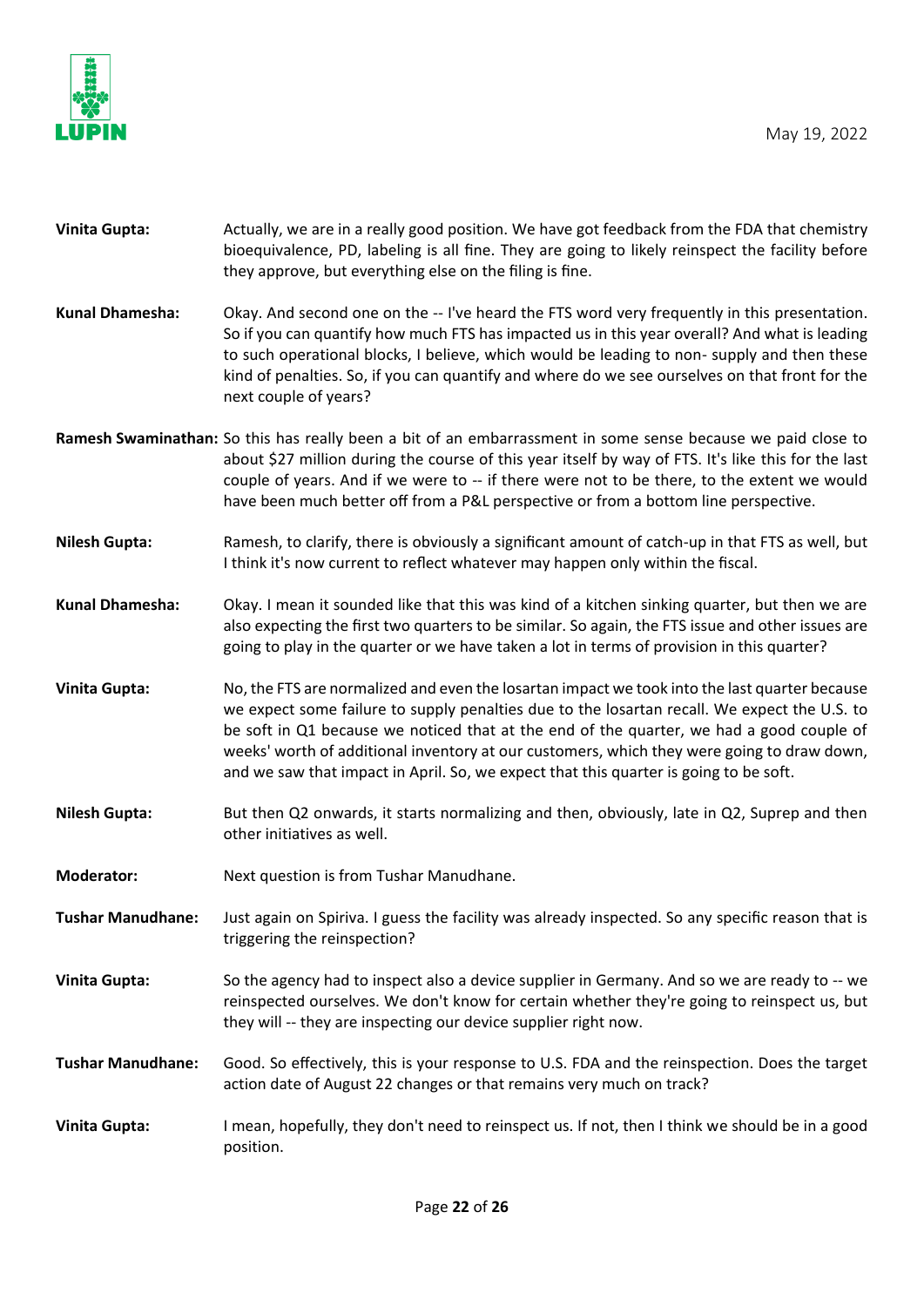**Vinita Gupta:** Actually, we are in a really good position. We have got feedback from the FDA that chemistry bioequivalence, PD, labeling is all fine. They are going to likely reinspect the facility before they approve, but everything else on the filing is fine.

**Kunal Dhamesha:** Okay. And second one on the -- I've heard the FTS word very frequently in this presentation. So if you can quantify how much FTS has impacted us in this year overall? And what is leading to such operational blocks, I believe, which would be leading to non- supply and then these kind of penalties. So, if you can quantify and where do we see ourselves on that front for the next couple of years?

**Ramesh Swaminathan:** So this has really been a bit of an embarrassment in some sense because we paid close to about $27 million during the course of this year itself by way of FTS. It's like this for the last couple of years. And if we were to -- if there were not to be there, to the extent we would have been much better off from a P&L perspective or from a bottom line perspective.

**Nilesh Gupta:** Ramesh, to clarify, there is obviously a significant amount of catch-up in that FTS as well, but I think it's now current to reflect whatever may happen only within the fiscal.

**Kunal Dhamesha:** Okay. I mean it sounded like that this was kind of a kitchen sinking quarter, but then we are also expecting the first two quarters to be similar. So again, the FTS issue and other issues are going to play in the quarter or we have taken a lot in terms of provision in this quarter?

**Vinita Gupta:** No, the FTS are normalized and even the losartan impact we took into the last quarter because we expect some failure to supply penalties due to the losartan recall. We expect the U.S. to be soft in Q1 because we noticed that at the end of the quarter, we had a good couple of weeks' worth of additional inventory at our customers, which they were going to draw down, and we saw that impact in April. So, we expect that this quarter is going to be soft.

**Nilesh Gupta:** But then Q2 onwards, it starts normalizing and then, obviously, late in Q2, Suprep and then other initiatives as well.

**Moderator:** Next question is from Tushar Manudhane.

**Tushar Manudhane:** Just again on Spiriva. I guess the facility was already inspected. So any specific reason that is triggering the reinspection?

**Vinita Gupta:** So the agency had to inspect also a device supplier in Germany. And so we are ready to -- we reinspected ourselves. We don't know for certain whether they're going to reinspect us, but they will -- they are inspecting our device supplier right now.

**Tushar Manudhane:** Good. So effectively, this is your response to U.S. FDA and the reinspection. Does the target action date of August 22 changes or that remains very much on track?

**Vinita Gupta:** I mean, hopefully, they don't need to reinspect us. If not, then I think we should be in a good position.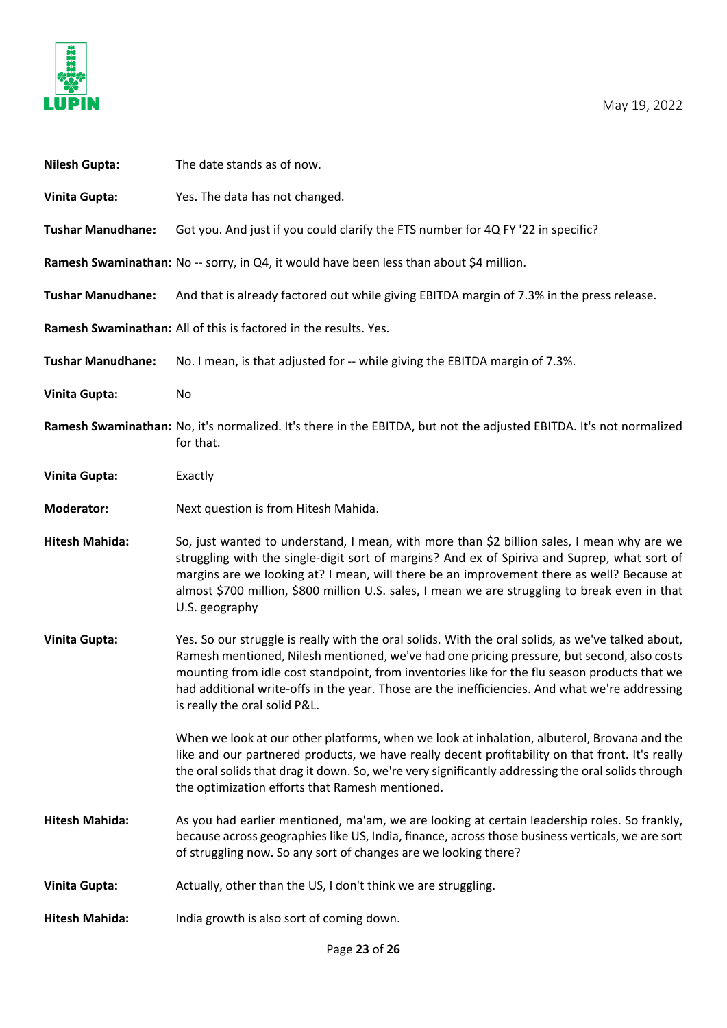**Nilesh Gupta:** The date stands as of now.

**Vinita Gupta:** Yes. The data has not changed.

**Tushar Manudhane:** Got you. And just if you could clarify the FTS number for 4Q FY '22 in specific?

**Ramesh Swaminathan:** No -- sorry, in Q4, it would have been less than about $4 million.

**Tushar Manudhane:** And that is already factored out while giving EBITDA margin of 7.3% in the press release.

**Ramesh Swaminathan:** All of this is factored in the results. Yes.

**Tushar Manudhane:** No. I mean, is that adjusted for -- while giving the EBITDA margin of 7.3%.

**Vinita Gupta:** No

**Ramesh Swaminathan:** No, it's normalized. It's there in the EBITDA, but not the adjusted EBITDA. It's not normalized for that.

**Vinita Gupta:** Exactly

**Moderator:** Next question is from Hitesh Mahida.

**Hitesh Mahida:** So, just wanted to understand, I mean, with more than $2 billion sales, I mean why are we struggling with the single-digit sort of margins? And ex of Spiriva and Suprep, what sort of margins are we looking at? I mean, will there be an improvement there as well? Because at almost $700 million, $800 million U.S. sales, I mean we are struggling to break even in that U.S. geography

**Vinita Gupta:** Yes. So our struggle is really with the oral solids. With the oral solids, as we've talked about, Ramesh mentioned, Nilesh mentioned, we've had one pricing pressure, but second, also costs mounting from idle cost standpoint, from inventories like for the flu season products that we had additional write-offs in the year. Those are the inefficiencies. And what we're addressing is really the oral solid P&L.

When we look at our other platforms, when we look at inhalation, albuterol, Brovana and the like and our partnered products, we have really decent profitability on that front. It's really the oral solids that drag it down. So, we're very significantly addressing the oral solids through the optimization efforts that Ramesh mentioned.

**Hitesh Mahida:** As you had earlier mentioned, ma'am, we are looking at certain leadership roles. So frankly, because across geographies like US, India, finance, across those business verticals, we are sort of struggling now. So any sort of changes are we looking there?

**Vinita Gupta:** Actually, other than the US, I don't think we are struggling.

**Hitesh Mahida:** India growth is also sort of coming down.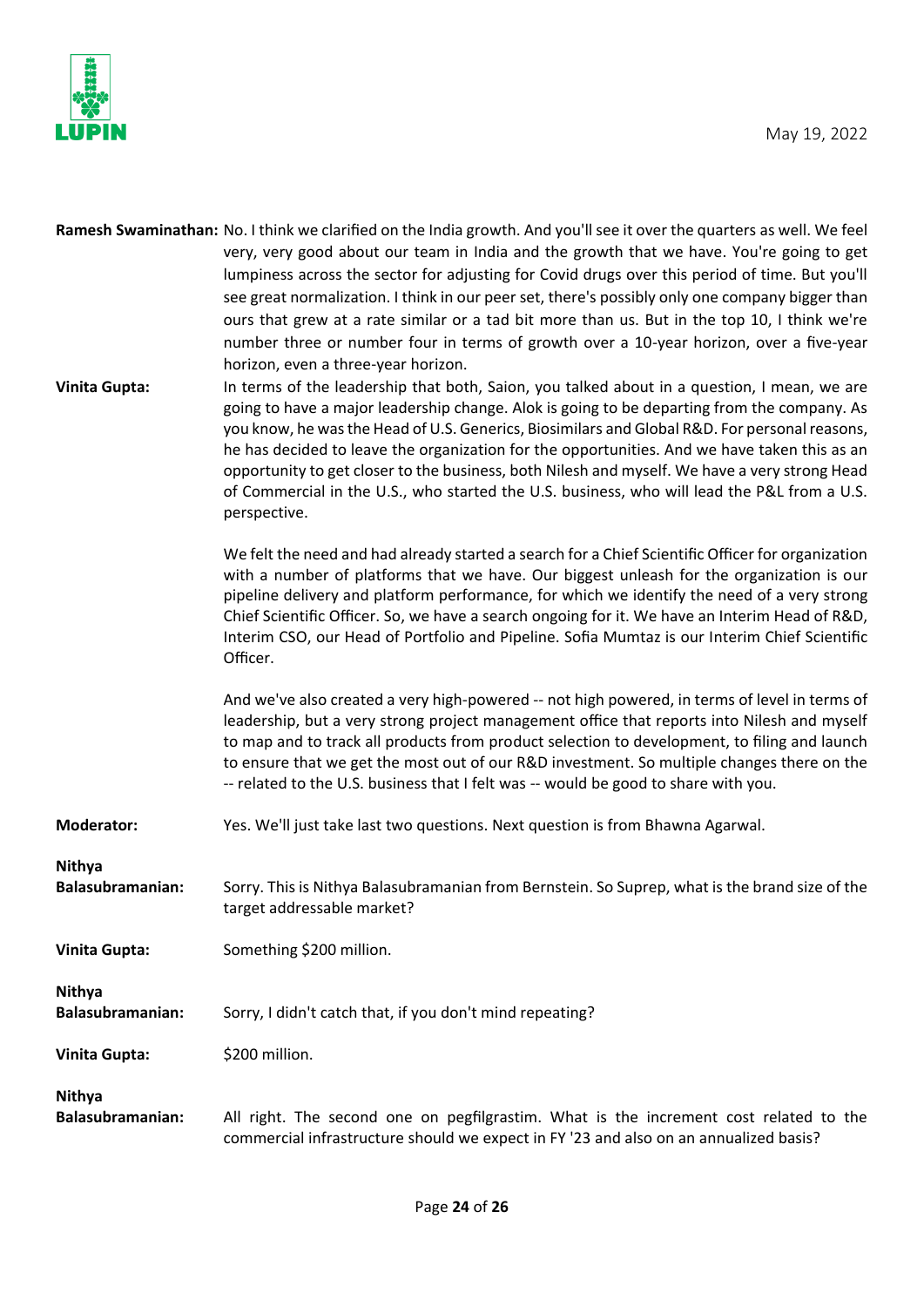**Ramesh Swaminathan:** No. I think we clarified on the India growth. And you'll see it over the quarters as well. We feel very, very good about our team in India and the growth that we have. You're going to get lumpiness across the sector for adjusting for Covid drugs over this period of time. But you'll see great normalization. I think in our peer set, there's possibly only one company bigger than ours that grew at a rate similar or a tad bit more than us. But in the top 10, I think we're number three or number four in terms of growth over a 10-year horizon, over a five-year horizon, even a three-year horizon.

**Vinita Gupta:** In terms of the leadership that both, Saion, you talked about in a question, I mean, we are going to have a major leadership change. Alok is going to be departing from the company. As you know, he was the Head of U.S. Generics, Biosimilars and Global R&D. For personal reasons, he has decided to leave the organization for the opportunities. And we have taken this as an opportunity to get closer to the business, both Nilesh and myself. We have a very strong Head of Commercial in the U.S., who started the U.S. business, who will lead the P&L from a U.S. perspective.

We felt the need and had already started a search for a Chief Scientific Officer for organization with a number of platforms that we have. Our biggest unleash for the organization is our pipeline delivery and platform performance, for which we identify the need of a very strong Chief Scientific Officer. So, we have a search ongoing for it. We have an Interim Head of R&D, Interim CSO, our Head of Portfolio and Pipeline. Sofia Mumtaz is our Interim Chief Scientific Officer.

And we've also created a very high-powered -- not high powered, in terms of level in terms of leadership, but a very strong project management office that reports into Nilesh and myself to map and to track all products from product selection to development, to filing and launch to ensure that we get the most out of our R&D investment. So multiple changes there on the -- related to the U.S. business that I felt was -- would be good to share with you.

**Moderator:** Yes. We'll just take last two questions. Next question is from Bhawna Agarwal.

**Nithya Balasubramanian:** Sorry. This is Nithya Balasubramanian from Bernstein. So Suprep, what is the brand size of the target addressable market?

**Vinita Gupta:** Something $200 million.

**Nithya Balasubramanian:** Sorry, I didn't catch that, if you don't mind repeating?

**Vinita Gupta:** $200 million.

**Nithya Balasubramanian:** All right. The second one on pegfilgrastim. What is the increment cost related to the commercial infrastructure should we expect in FY '23 and also on an annualized basis?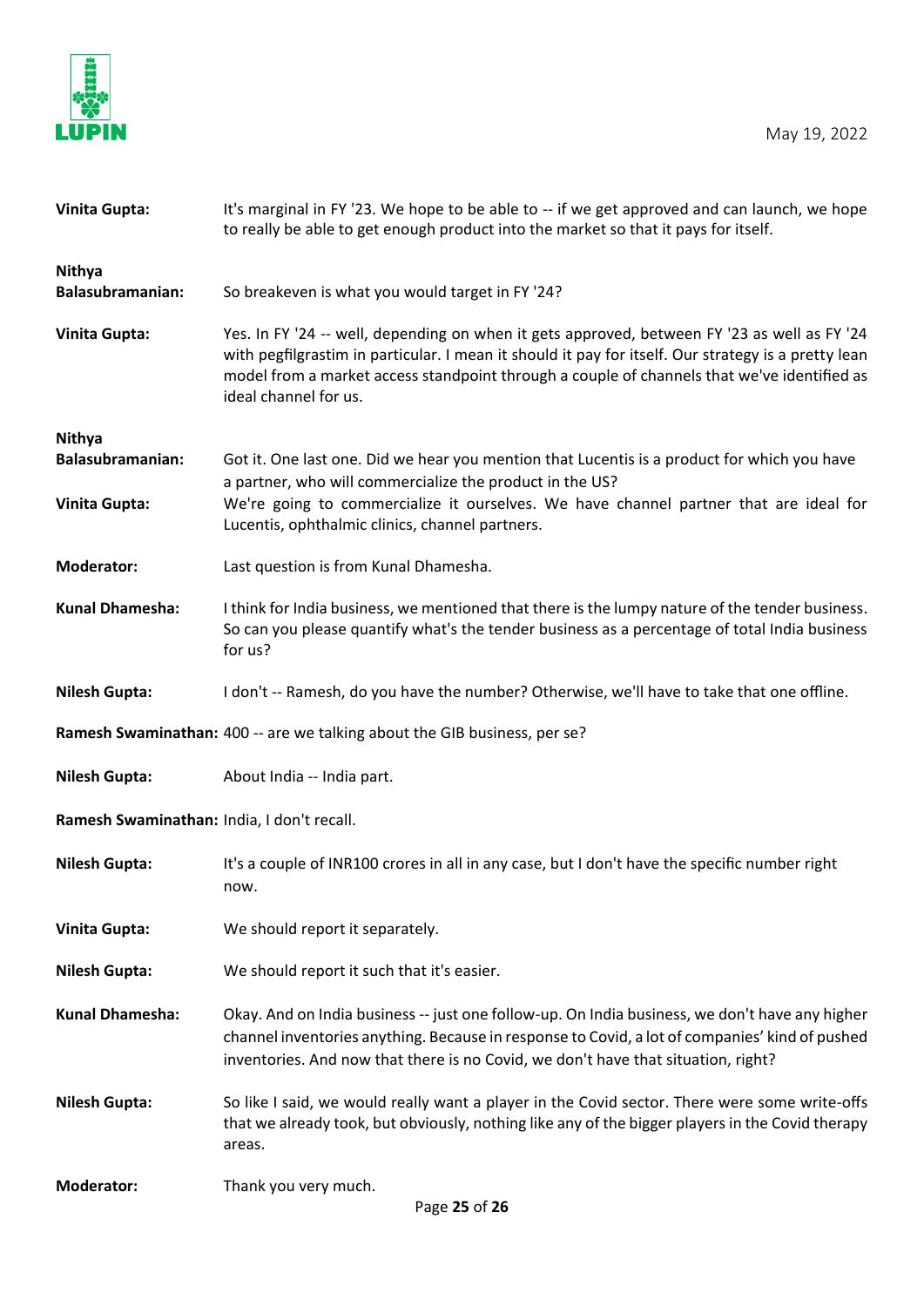**Vinita Gupta:** It's marginal in FY '23. We hope to be able to -- if we get approved and can launch, we hope to really be able to get enough product into the market so that it pays for itself.

**Nithya Balasubramanian:** So breakeven is what you would target in FY '24?

**Vinita Gupta:** Yes. In FY '24 -- well, depending on when it gets approved, between FY '23 as well as FY '24 with pegfilgrastim in particular. I mean it should it pay for itself. Our strategy is a pretty lean model from a market access standpoint through a couple of channels that we've identified as ideal channel for us.

**Nithya Balasubramanian:** Got it. One last one. Did we hear you mention that Lucentis is a product for which you have a partner, who will commercialize the product in the US?

**Vinita Gupta:** We're going to commercialize it ourselves. We have channel partner that are ideal for Lucentis, ophthalmic clinics, channel partners.

**Moderator:** Last question is from Kunal Dhamesha.

**Kunal Dhamesha:** I think for India business, we mentioned that there is the lumpy nature of the tender business. So can you please quantify what's the tender business as a percentage of total India business for us?

**Nilesh Gupta:** I don't -- Ramesh, do you have the number? Otherwise, we'll have to take that one offline.

**Ramesh Swaminathan:** 400 -- are we talking about the GIB business, per se?

**Nilesh Gupta:** About India -- India part.

**Ramesh Swaminathan:** India, I don't recall.

**Nilesh Gupta:** It's a couple of INR100 crores in all in any case, but I don't have the specific number right now.

**Vinita Gupta:** We should report it separately.

**Nilesh Gupta:** We should report it such that it's easier.

**Kunal Dhamesha:** Okay. And on India business -- just one follow-up. On India business, we don't have any higher channel inventories anything. Because in response to Covid, a lot of companies' kind of pushed inventories. And now that there is no Covid, we don't have that situation, right?

**Nilesh Gupta:** So like I said, we would really want a player in the Covid sector. There were some write-offs that we already took, but obviously, nothing like any of the bigger players in the Covid therapy areas.

**Moderator:** Thank you very much.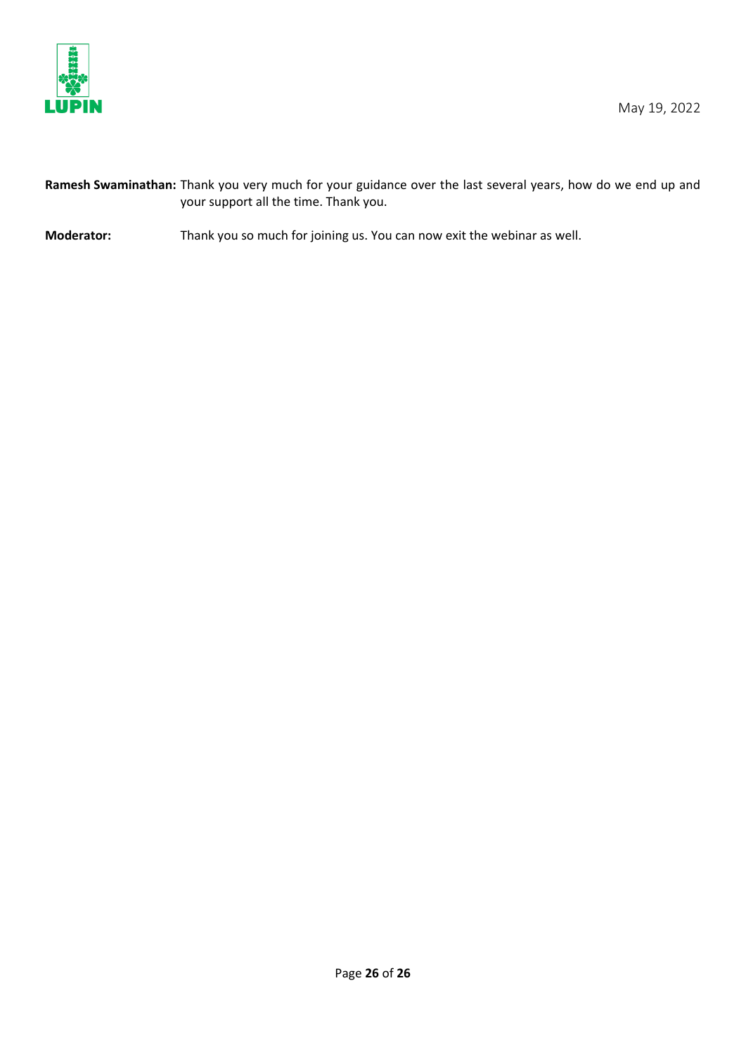**Ramesh Swaminathan:** Thank you very much for your guidance over the last several years, how do we end up and your support all the time. Thank you.

**Moderator:** Thank you so much for joining us. You can now exit the webinar as well.